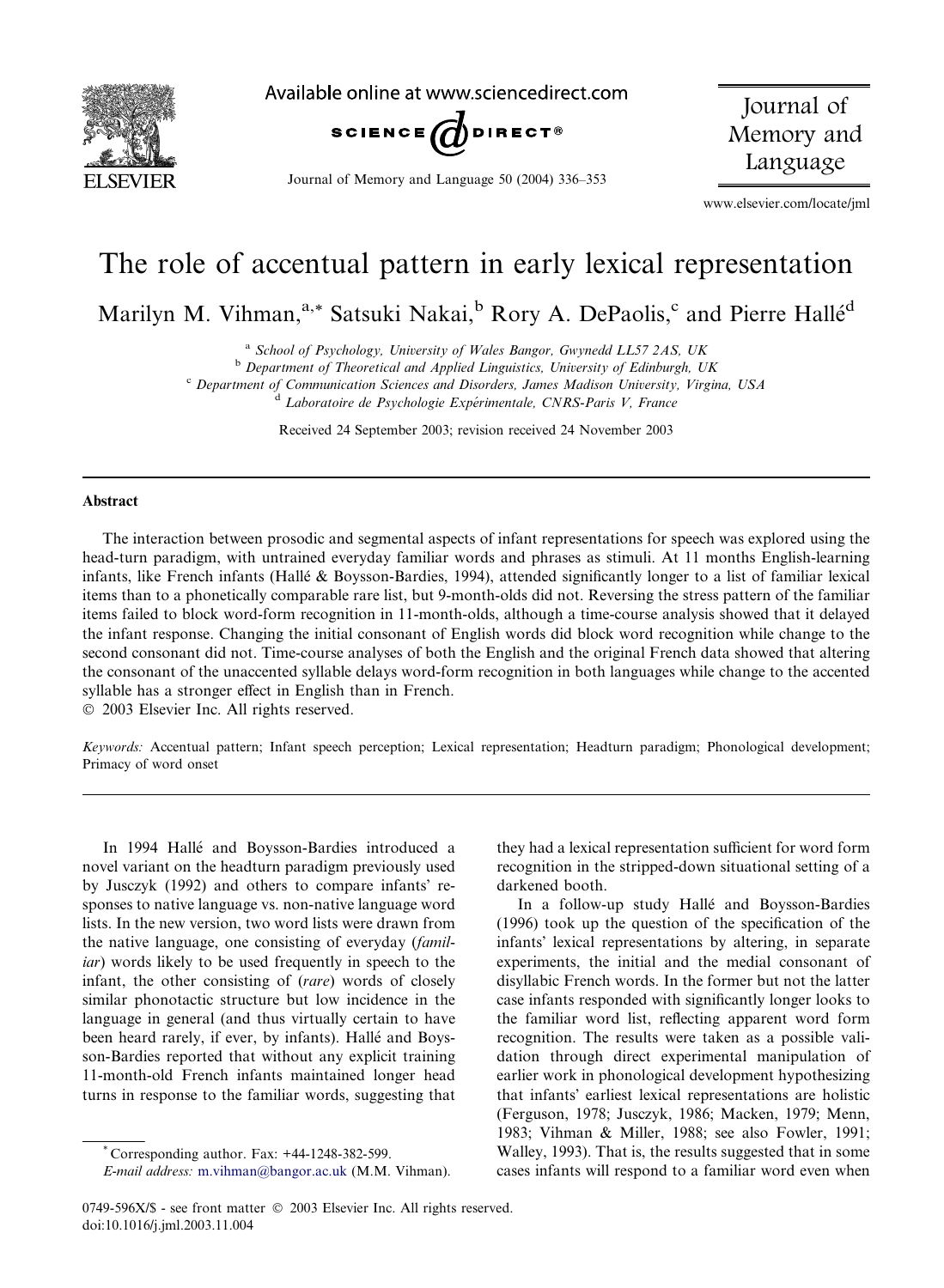# The role of accentual pattern in early lexical representation

Marilyn M. Vihman,[a,*] Satsuki Nakai,[b] Rory A. DePaolis,[c] and Pierre Hallé[d]

[a] School of Psychology, University of Wales Bangor, Gwynedd LL57 2AS, UK

[b] Department of Theoretical and Applied Linguistics, University of Edinburgh, UK

[c] Department of Communication Sciences and Disorders, James Madison University, Virgina, USA

[d] Laboratoire de Psychologie Expérimentale, CNRS-Paris V, France

Received 24 September 2003; revision received 24 November 2003

## Abstract

The interaction between prosodic and segmental aspects of infant representations for speech was explored using the head-turn paradigm, with untrained everyday familiar words and phrases as stimuli. At 11 months English-learning infants, like French infants (Hallé & Boysson-Bardies, 1994), attended significantly longer to a list of familiar lexical items than to a phonetically comparable rare list, but 9-month-olds did not. Reversing the stress pattern of the familiar items failed to block word-form recognition in 11-month-olds, although a time-course analysis showed that it delayed the infant response. Changing the initial consonant of English words did block word recognition while change to the second consonant did not. Time-course analyses of both the English and the original French data showed that altering the consonant of the unaccented syllable delays word-form recognition in both languages while change to the accented syllable has a stronger effect in English than in French.

© 2003 Elsevier Inc. All rights reserved.

*Keywords:* Accentual pattern; Infant speech perception; Lexical representation; Headturn paradigm; Phonological development; Primacy of word onset

In 1994 Hallé and Boysson-Bardies introduced a novel variant on the headturn paradigm previously used by Jusczyk (1992) and others to compare infants' responses to native language vs. non-native language word lists. In the new version, two word lists were drawn from the native language, one consisting of everyday (*familiar*) words likely to be used frequently in speech to the infant, the other consisting of (*rare*) words of closely similar phonotactic structure but low incidence in the language in general (and thus virtually certain to have been heard rarely, if ever, by infants). Hallé and Boysson-Bardies reported that without any explicit training 11-month-old French infants maintained longer head turns in response to the familiar words, suggesting that they had a lexical representation sufficient for word form recognition in the stripped-down situational setting of a darkened booth.

In a follow-up study Hallé and Boysson-Bardies (1996) took up the question of the specification of the infants' lexical representations by altering, in separate experiments, the initial and the medial consonant of disyllabic French words. In the former but not the latter case infants responded with significantly longer looks to the familiar word list, reflecting apparent word form recognition. The results were taken as a possible validation through direct experimental manipulation of earlier work in phonological development hypothesizing that infants' earliest lexical representations are holistic (Ferguson, 1978; Jusczyk, 1986; Macken, 1979; Menn, 1983; Vihman & Miller, 1988; see also Fowler, 1991; Walley, 1993). That is, the results suggested that in some cases infants will respond to a familiar word even when

* Corresponding author. Fax: +44-1248-382-599.
*E-mail address:* m.vihman@bangor.ac.uk (M.M. Vihman).

0749-596X/$ - see front matter © 2003 Elsevier Inc. All rights reserved.
doi:10.1016/j.jml.2003.11.004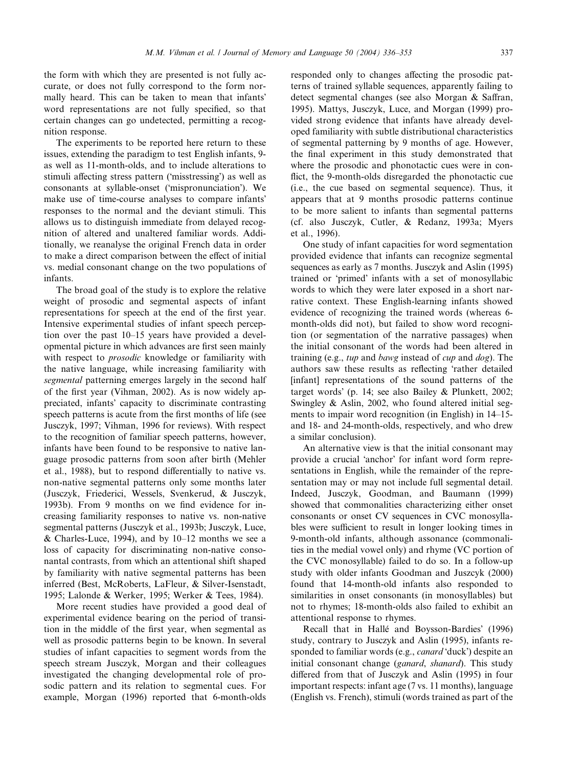the form with which they are presented is not fully accurate, or does not fully correspond to the form normally heard. This can be taken to mean that infants' word representations are not fully specified, so that certain changes can go undetected, permitting a recognition response.

The experiments to be reported here return to these issues, extending the paradigm to test English infants, 9- as well as 11-month-olds, and to include alterations to stimuli affecting stress pattern ('misstressing') as well as consonants at syllable-onset ('mispronunciation'). We make use of time-course analyses to compare infants' responses to the normal and the deviant stimuli. This allows us to distinguish immediate from delayed recognition of altered and unaltered familiar words. Additionally, we reanalyse the original French data in order to make a direct comparison between the effect of initial vs. medial consonant change on the two populations of infants.

The broad goal of the study is to explore the relative weight of prosodic and segmental aspects of infant representations for speech at the end of the first year. Intensive experimental studies of infant speech perception over the past 10–15 years have provided a developmental picture in which advances are first seen mainly with respect to *prosodic* knowledge or familiarity with the native language, while increasing familiarity with *segmental* patterning emerges largely in the second half of the first year (Vihman, 2002). As is now widely appreciated, infants' capacity to discriminate contrasting speech patterns is acute from the first months of life (see Jusczyk, 1997; Vihman, 1996 for reviews). With respect to the recognition of familiar speech patterns, however, infants have been found to be responsive to native language prosodic patterns from soon after birth (Mehler et al., 1988), but to respond differentially to native vs. non-native segmental patterns only some months later (Jusczyk, Friederici, Wessels, Svenkerud, & Jusczyk, 1993b). From 9 months on we find evidence for increasing familiarity responses to native vs. non-native segmental patterns (Jusczyk et al., 1993b; Jusczyk, Luce, & Charles-Luce, 1994), and by 10–12 months we see a loss of capacity for discriminating non-native consonantal contrasts, from which an attentional shift shaped by familiarity with native segmental patterns has been inferred (Best, McRoberts, LaFleur, & Silver-Isenstadt, 1995; Lalonde & Werker, 1995; Werker & Tees, 1984).

More recent studies have provided a good deal of experimental evidence bearing on the period of transition in the middle of the first year, when segmental as well as prosodic patterns begin to be known. In several studies of infant capacities to segment words from the speech stream Jusczyk, Morgan and their colleagues investigated the changing developmental role of prosodic pattern and its relation to segmental cues. For example, Morgan (1996) reported that 6-month-olds responded only to changes affecting the prosodic patterns of trained syllable sequences, apparently failing to detect segmental changes (see also Morgan & Saffran, 1995). Mattys, Jusczyk, Luce, and Morgan (1999) provided strong evidence that infants have already developed familiarity with subtle distributional characteristics of segmental patterning by 9 months of age. However, the final experiment in this study demonstrated that where the prosodic and phonotactic cues were in conflict, the 9-month-olds disregarded the phonotactic cue (i.e., the cue based on segmental sequence). Thus, it appears that at 9 months prosodic patterns continue to be more salient to infants than segmental patterns (cf. also Jusczyk, Cutler, & Redanz, 1993a; Myers et al., 1996).

One study of infant capacities for word segmentation provided evidence that infants can recognize segmental sequences as early as 7 months. Jusczyk and Aslin (1995) trained or 'primed' infants with a set of monosyllabic words to which they were later exposed in a short narrative context. These English-learning infants showed evidence of recognizing the trained words (whereas 6-month-olds did not), but failed to show word recognition (or segmentation of the narrative passages) when the initial consonant of the words had been altered in training (e.g., *tup* and *bawg* instead of *cup* and *dog*). The authors saw these results as reflecting 'rather detailed [infant] representations of the sound patterns of the target words' (p. 14; see also Bailey & Plunkett, 2002; Swingley & Aslin, 2002, who found altered initial segments to impair word recognition (in English) in 14–15- and 18- and 24-month-olds, respectively, and who drew a similar conclusion).

An alternative view is that the initial consonant may provide a crucial 'anchor' for infant word form representations in English, while the remainder of the representation may or may not include full segmental detail. Indeed, Jusczyk, Goodman, and Baumann (1999) showed that commonalities characterizing either onset consonants or onset CV sequences in CVC monosyllables were sufficient to result in longer looking times in 9-month-old infants, although assonance (commonalities in the medial vowel only) and rhyme (VC portion of the CVC monosyllable) failed to do so. In a follow-up study with older infants Goodman and Juszcyk (2000) found that 14-month-old infants also responded to similarities in onset consonants (in monosyllables) but not to rhymes; 18-month-olds also failed to exhibit an attentional response to rhymes.

Recall that in Hallé and Boysson-Bardies' (1996) study, contrary to Jusczyk and Aslin (1995), infants responded to familiar words (e.g., *canard* 'duck') despite an initial consonant change (*ganard*, *shanard*). This study differed from that of Jusczyk and Aslin (1995) in four important respects: infant age (7 vs. 11 months), language (English vs. French), stimuli (words trained as part of the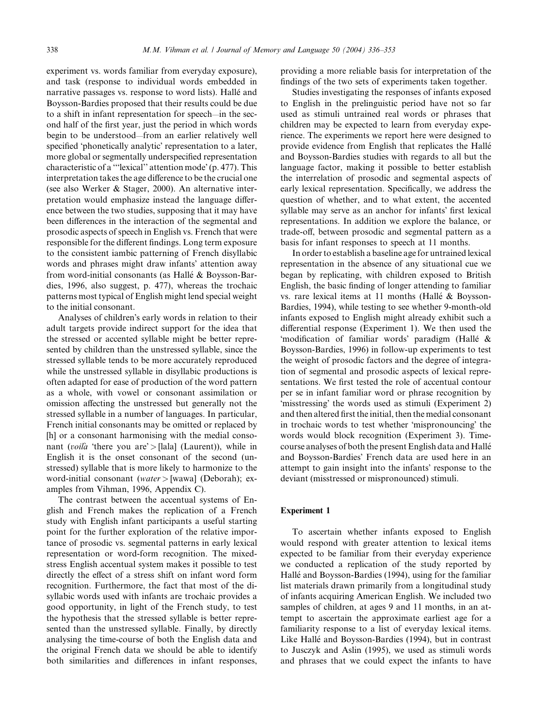experiment vs. words familiar from everyday exposure), and task (response to individual words embedded in narrative passages vs. response to word lists). Hallé and Boysson-Bardies proposed that their results could be due to a shift in infant representation for speech—in the second half of the first year, just the period in which words begin to be understood—from an earlier relatively well specified 'phonetically analytic' representation to a later, more global or segmentally underspecified representation characteristic of a '"lexical" attention mode' (p. 477). This interpretation takes the age difference to be the crucial one (see also Werker & Stager, 2000). An alternative interpretation would emphasize instead the language difference between the two studies, supposing that it may have been differences in the interaction of the segmental and prosodic aspects of speech in English vs. French that were responsible for the different findings. Long term exposure to the consistent iambic patterning of French disyllabic words and phrases might draw infants' attention away from word-initial consonants (as Hallé & Boysson-Bardies, 1996, also suggest, p. 477), whereas the trochaic patterns most typical of English might lend special weight to the initial consonant.

Analyses of children's early words in relation to their adult targets provide indirect support for the idea that the stressed or accented syllable might be better represented by children than the unstressed syllable, since the stressed syllable tends to be more accurately reproduced while the unstressed syllable in disyllabic productions is often adapted for ease of production of the word pattern as a whole, with vowel or consonant assimilation or omission affecting the unstressed but generally not the stressed syllable in a number of languages. In particular, French initial consonants may be omitted or replaced by [h] or a consonant harmonising with the medial consonant (*voilà* 'there you are' > [lala] (Laurent)), while in English it is the onset consonant of the second (unstressed) syllable that is more likely to harmonize to the word-initial consonant (*water* > [wawa] (Deborah); examples from Vihman, 1996, Appendix C).

The contrast between the accentual systems of English and French makes the replication of a French study with English infant participants a useful starting point for the further exploration of the relative importance of prosodic vs. segmental patterns in early lexical representation or word-form recognition. The mixed-stress English accentual system makes it possible to test directly the effect of a stress shift on infant word form recognition. Furthermore, the fact that most of the disyllabic words used with infants are trochaic provides a good opportunity, in light of the French study, to test the hypothesis that the stressed syllable is better represented than the unstressed syllable. Finally, by directly analysing the time-course of both the English data and the original French data we should be able to identify both similarities and differences in infant responses, providing a more reliable basis for interpretation of the findings of the two sets of experiments taken together.

Studies investigating the responses of infants exposed to English in the prelinguistic period have not so far used as stimuli untrained real words or phrases that children may be expected to learn from everyday experience. The experiments we report here were designed to provide evidence from English that replicates the Hallé and Boysson-Bardies studies with regards to all but the language factor, making it possible to better establish the interrelation of prosodic and segmental aspects of early lexical representation. Specifically, we address the question of whether, and to what extent, the accented syllable may serve as an anchor for infants' first lexical representations. In addition we explore the balance, or trade-off, between prosodic and segmental pattern as a basis for infant responses to speech at 11 months.

In order to establish a baseline age for untrained lexical representation in the absence of any situational cue we began by replicating, with children exposed to British English, the basic finding of longer attending to familiar vs. rare lexical items at 11 months (Hallé & Boysson-Bardies, 1994), while testing to see whether 9-month-old infants exposed to English might already exhibit such a differential response (Experiment 1). We then used the 'modification of familiar words' paradigm (Hallé & Boysson-Bardies, 1996) in follow-up experiments to test the weight of prosodic factors and the degree of integration of segmental and prosodic aspects of lexical representations. We first tested the role of accentual contour per se in infant familiar word or phrase recognition by 'misstressing' the words used as stimuli (Experiment 2) and then altered first the initial, then the medial consonant in trochaic words to test whether 'mispronouncing' the words would block recognition (Experiment 3). Time-course analyses of both the present English data and Hallé and Boysson-Bardies' French data are used here in an attempt to gain insight into the infants' response to the deviant (misstressed or mispronounced) stimuli.

## Experiment 1

To ascertain whether infants exposed to English would respond with greater attention to lexical items expected to be familiar from their everyday experience we conducted a replication of the study reported by Hallé and Boysson-Bardies (1994), using for the familiar list materials drawn primarily from a longitudinal study of infants acquiring American English. We included two samples of children, at ages 9 and 11 months, in an attempt to ascertain the approximate earliest age for a familiarity response to a list of everyday lexical items. Like Hallé and Boysson-Bardies (1994), but in contrast to Jusczyk and Aslin (1995), we used as stimuli words and phrases that we could expect the infants to have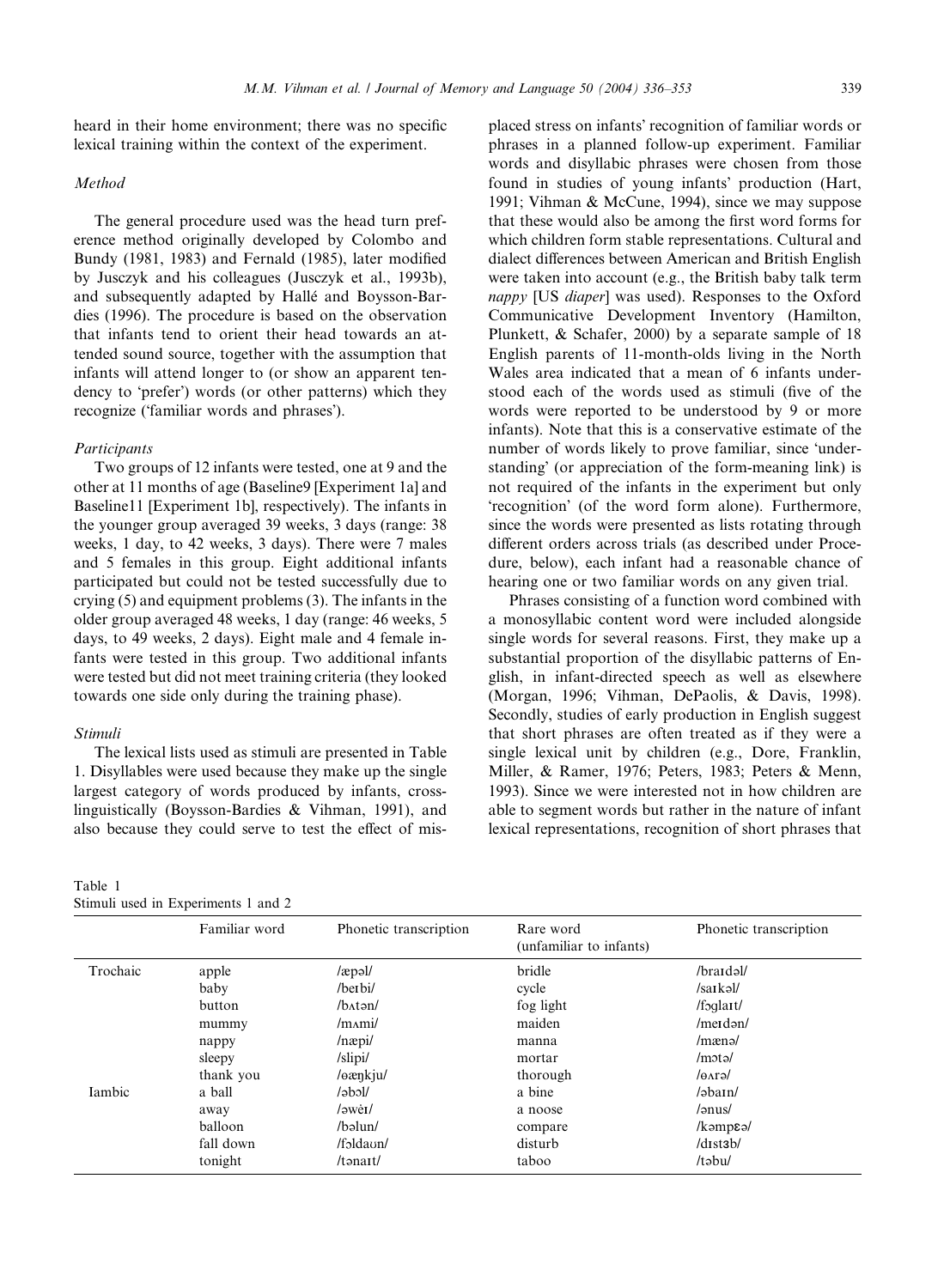heard in their home environment; there was no specific lexical training within the context of the experiment.

## Method

The general procedure used was the head turn preference method originally developed by Colombo and Bundy (1981, 1983) and Fernald (1985), later modified by Jusczyk and his colleagues (Jusczyk et al., 1993b), and subsequently adapted by Hallé and Boysson-Bardies (1996). The procedure is based on the observation that infants tend to orient their head towards an attended sound source, together with the assumption that infants will attend longer to (or show an apparent tendency to 'prefer') words (or other patterns) which they recognize ('familiar words and phrases').

### Participants

Two groups of 12 infants were tested, one at 9 and the other at 11 months of age (Baseline9 [Experiment 1a] and Baseline11 [Experiment 1b], respectively). The infants in the younger group averaged 39 weeks, 3 days (range: 38 weeks, 1 day, to 42 weeks, 3 days). There were 7 males and 5 females in this group. Eight additional infants participated but could not be tested successfully due to crying (5) and equipment problems (3). The infants in the older group averaged 48 weeks, 1 day (range: 46 weeks, 5 days, to 49 weeks, 2 days). Eight male and 4 female infants were tested in this group. Two additional infants were tested but did not meet training criteria (they looked towards one side only during the training phase).

### Stimuli

The lexical lists used as stimuli are presented in Table 1. Disyllables were used because they make up the single largest category of words produced by infants, cross-linguistically (Boysson-Bardies & Vihman, 1991), and also because they could serve to test the effect of misplaced stress on infants' recognition of familiar words or phrases in a planned follow-up experiment. Familiar words and disyllabic phrases were chosen from those found in studies of young infants' production (Hart, 1991; Vihman & McCune, 1994), since we may suppose that these would also be among the first word forms for which children form stable representations. Cultural and dialect differences between American and British English were taken into account (e.g., the British baby talk term *nappy* [US *diaper*] was used). Responses to the Oxford Communicative Development Inventory (Hamilton, Plunkett, & Schafer, 2000) by a separate sample of 18 English parents of 11-month-olds living in the North Wales area indicated that a mean of 6 infants understood each of the words used as stimuli (five of the words were reported to be understood by 9 or more infants). Note that this is a conservative estimate of the number of words likely to prove familiar, since 'understanding' (or appreciation of the form-meaning link) is not required of the infants in the experiment but only 'recognition' (of the word form alone). Furthermore, since the words were presented as lists rotating through different orders across trials (as described under Procedure, below), each infant had a reasonable chance of hearing one or two familiar words on any given trial.

Phrases consisting of a function word combined with a monosyllabic content word were included alongside single words for several reasons. First, they make up a substantial proportion of the disyllabic patterns of English, in infant-directed speech as well as elsewhere (Morgan, 1996; Vihman, DePaolis, & Davis, 1998). Secondly, studies of early production in English suggest that short phrases are often treated as if they were a single lexical unit by children (e.g., Dore, Franklin, Miller, & Ramer, 1976; Peters, 1983; Peters & Menn, 1993). Since we were interested not in how children are able to segment words but rather in the nature of infant lexical representations, recognition of short phrases that

Table 1
Stimuli used in Experiments 1 and 2

| | Familiar word | Phonetic transcription | Rare word (unfamiliar to infants) | Phonetic transcription |
|---|---|---|---|---|
| Trochaic | apple | /æpəl/ | bridle | /braɪdəl/ |
| | baby | /beɪbi/ | cycle | /saɪkəl/ |
| | button | /bʌtən/ | fog light | /fɔglaɪt/ |
| | mummy | /mʌmi/ | maiden | /meɪdən/ |
| | nappy | /næpi/ | manna | /mænə/ |
| | sleepy | /slipi/ | mortar | /mɔtə/ |
| | thank you | /θæŋkju/ | thorough | /θʌrə/ |
| Iambic | a ball | /əbɔl/ | a bine | /əbaɪn/ |
| | away | /əweɪ/ | a noose | /ənus/ |
| | balloon | /bəlun/ | compare | /kəmpɛə/ |
| | fall down | /fɔldaʊn/ | disturb | /dɪstɜb/ |
| | tonight | /tənaɪt/ | taboo | /təbu/ |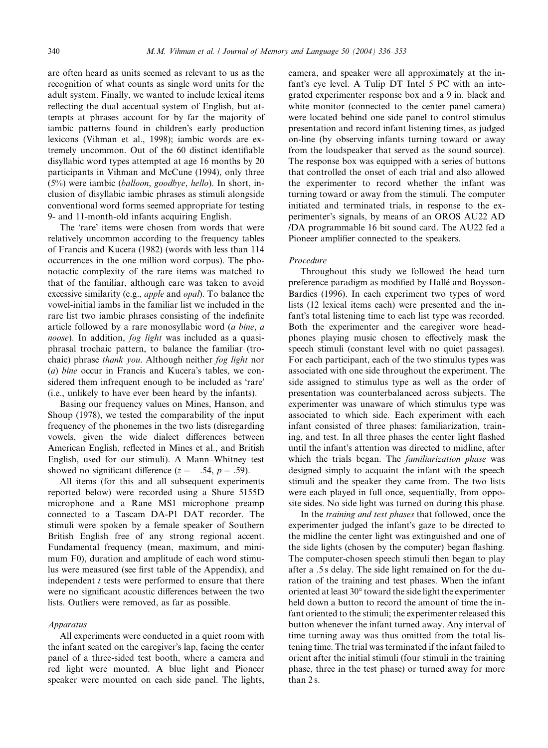are often heard as units seemed as relevant to us as the recognition of what counts as single word units for the adult system. Finally, we wanted to include lexical items reflecting the dual accentual system of English, but attempts at phrases account for by far the majority of iambic patterns found in children's early production lexicons (Vihman et al., 1998); iambic words are extremely uncommon. Out of the 60 distinct identifiable disyllabic word types attempted at age 16 months by 20 participants in Vihman and McCune (1994), only three (5%) were iambic (*balloon*, *goodbye*, *hello*). In short, inclusion of disyllabic iambic phrases as stimuli alongside conventional word forms seemed appropriate for testing 9- and 11-month-old infants acquiring English.

The 'rare' items were chosen from words that were relatively uncommon according to the frequency tables of Francis and Kucera (1982) (words with less than 114 occurrences in the one million word corpus). The phonotactic complexity of the rare items was matched to that of the familiar, although care was taken to avoid excessive similarity (e.g., *apple* and *opal*). To balance the vowel-initial iambs in the familiar list we included in the rare list two iambic phrases consisting of the indefinite article followed by a rare monosyllabic word (*a bine*, *a noose*). In addition, *fog light* was included as a quasi-phrasal trochaic pattern, to balance the familiar (trochaic) phrase *thank you*. Although neither *fog light* nor (*a*) *bine* occur in Francis and Kucera's tables, we considered them infrequent enough to be included as 'rare' (i.e., unlikely to have ever been heard by the infants).

Basing our frequency values on Mines, Hanson, and Shoup (1978), we tested the comparability of the input frequency of the phonemes in the two lists (disregarding vowels, given the wide dialect differences between American English, reflected in Mines et al., and British English, used for our stimuli). A Mann–Whitney test showed no significant difference ($z = -.54$, $p = .59$).

All items (for this and all subsequent experiments reported below) were recorded using a Shure 5155D microphone and a Rane MS1 microphone preamp connected to a Tascam DA-P1 DAT recorder. The stimuli were spoken by a female speaker of Southern British English free of any strong regional accent. Fundamental frequency (mean, maximum, and minimum F0), duration and amplitude of each word stimulus were measured (see first table of the Appendix), and independent *t* tests were performed to ensure that there were no significant acoustic differences between the two lists. Outliers were removed, as far as possible.

### *Apparatus*

All experiments were conducted in a quiet room with the infant seated on the caregiver's lap, facing the center panel of a three-sided test booth, where a camera and red light were mounted. A blue light and Pioneer speaker were mounted on each side panel. The lights, camera, and speaker were all approximately at the infant's eye level. A Tulip DT Intel 5 PC with an integrated experimenter response box and a 9 in. black and white monitor (connected to the center panel camera) were located behind one side panel to control stimulus presentation and record infant listening times, as judged on-line (by observing infants turning toward or away from the loudspeaker that served as the sound source). The response box was equipped with a series of buttons that controlled the onset of each trial and also allowed the experimenter to record whether the infant was turning toward or away from the stimuli. The computer initiated and terminated trials, in response to the experimenter's signals, by means of an OROS AU22 AD /DA programmable 16 bit sound card. The AU22 fed a Pioneer amplifier connected to the speakers.

### *Procedure*

Throughout this study we followed the head turn preference paradigm as modified by Hallé and Boysson-Bardies (1996). In each experiment two types of word lists (12 lexical items each) were presented and the infant's total listening time to each list type was recorded. Both the experimenter and the caregiver wore headphones playing music chosen to effectively mask the speech stimuli (constant level with no quiet passages). For each participant, each of the two stimulus types was associated with one side throughout the experiment. The side assigned to stimulus type as well as the order of presentation was counterbalanced across subjects. The experimenter was unaware of which stimulus type was associated to which side. Each experiment with each infant consisted of three phases: familiarization, training, and test. In all three phases the center light flashed until the infant's attention was directed to midline, after which the trials began. The *familiarization phase* was designed simply to acquaint the infant with the speech stimuli and the speaker they came from. The two lists were each played in full once, sequentially, from opposite sides. No side light was turned on during this phase.

In the *training and test phases* that followed, once the experimenter judged the infant's gaze to be directed to the midline the center light was extinguished and one of the side lights (chosen by the computer) began flashing. The computer-chosen speech stimuli then began to play after a .5 s delay. The side light remained on for the duration of the training and test phases. When the infant oriented at least 30° toward the side light the experimenter held down a button to record the amount of time the infant oriented to the stimuli; the experimenter released this button whenever the infant turned away. Any interval of time turning away was thus omitted from the total listening time. The trial was terminated if the infant failed to orient after the initial stimuli (four stimuli in the training phase, three in the test phase) or turned away for more than 2 s.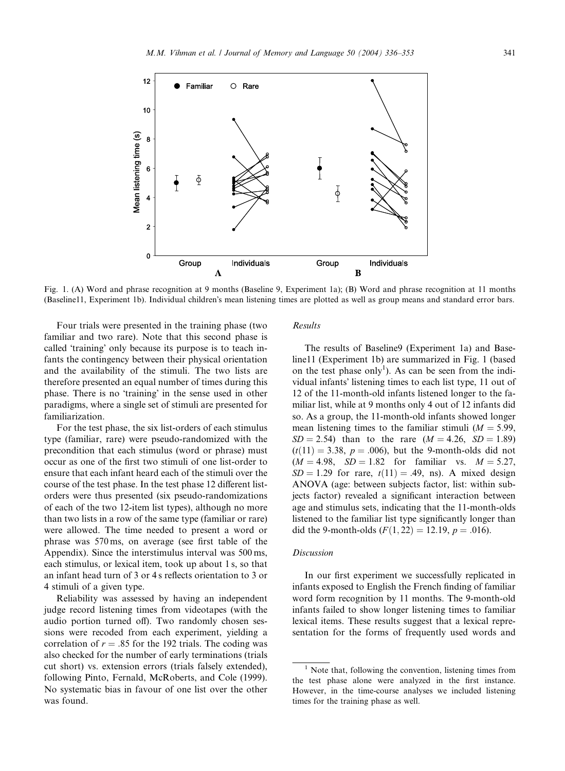Fig. 1. (A) Word and phrase recognition at 9 months (Baseline 9, Experiment 1a); (B) Word and phrase recognition at 11 months (Baseline11, Experiment 1b). Individual children's mean listening times are plotted as well as group means and standard error bars.

Four trials were presented in the training phase (two familiar and two rare). Note that this second phase is called 'training' only because its purpose is to teach infants the contingency between their physical orientation and the availability of the stimuli. The two lists are therefore presented an equal number of times during this phase. There is no 'training' in the sense used in other paradigms, where a single set of stimuli are presented for familiarization.

For the test phase, the six list-orders of each stimulus type (familiar, rare) were pseudo-randomized with the precondition that each stimulus (word or phrase) must occur as one of the first two stimuli of one list-order to ensure that each infant heard each of the stimuli over the course of the test phase. In the test phase 12 different list-orders were thus presented (six pseudo-randomizations of each of the two 12-item list types), although no more than two lists in a row of the same type (familiar or rare) were allowed. The time needed to present a word or phrase was 570 ms, on average (see first table of the Appendix). Since the interstimulus interval was 500 ms, each stimulus, or lexical item, took up about 1 s, so that an infant head turn of 3 or 4 s reflects orientation to 3 or 4 stimuli of a given type.

Reliability was assessed by having an independent judge record listening times from videotapes (with the audio portion turned off). Two randomly chosen sessions were recoded from each experiment, yielding a correlation of $r = .85$ for the 192 trials. The coding was also checked for the number of early terminations (trials cut short) vs. extension errors (trials falsely extended), following Pinto, Fernald, McRoberts, and Cole (1999). No systematic bias in favour of one list over the other was found.

### Results

The results of Baseline9 (Experiment 1a) and Baseline11 (Experiment 1b) are summarized in Fig. 1 (based on the test phase only[1]). As can be seen from the individual infants' listening times to each list type, 11 out of 12 of the 11-month-old infants listened longer to the familiar list, while at 9 months only 4 out of 12 infants did so. As a group, the 11-month-old infants showed longer mean listening times to the familiar stimuli ($M = 5.99$, $SD = 2.54$) than to the rare ($M = 4.26$, $SD = 1.89$) ($t(11) = 3.38$, $p = .006$), but the 9-month-olds did not ($M = 4.98$, $SD = 1.82$ for familiar vs. $M = 5.27$, $SD = 1.29$ for rare, $t(11) = .49$, ns). A mixed design ANOVA (age: between subjects factor, list: within subjects factor) revealed a significant interaction between age and stimulus sets, indicating that the 11-month-olds listened to the familiar list type significantly longer than did the 9-month-olds ($F(1, 22) = 12.19$, $p = .016$).

### Discussion

In our first experiment we successfully replicated in infants exposed to English the French finding of familiar word form recognition by 11 months. The 9-month-old infants failed to show longer listening times to familiar lexical items. These results suggest that a lexical representation for the forms of frequently used words and

[1] Note that, following the convention, listening times from the test phase alone were analyzed in the first instance. However, in the time-course analyses we included listening times for the training phase as well.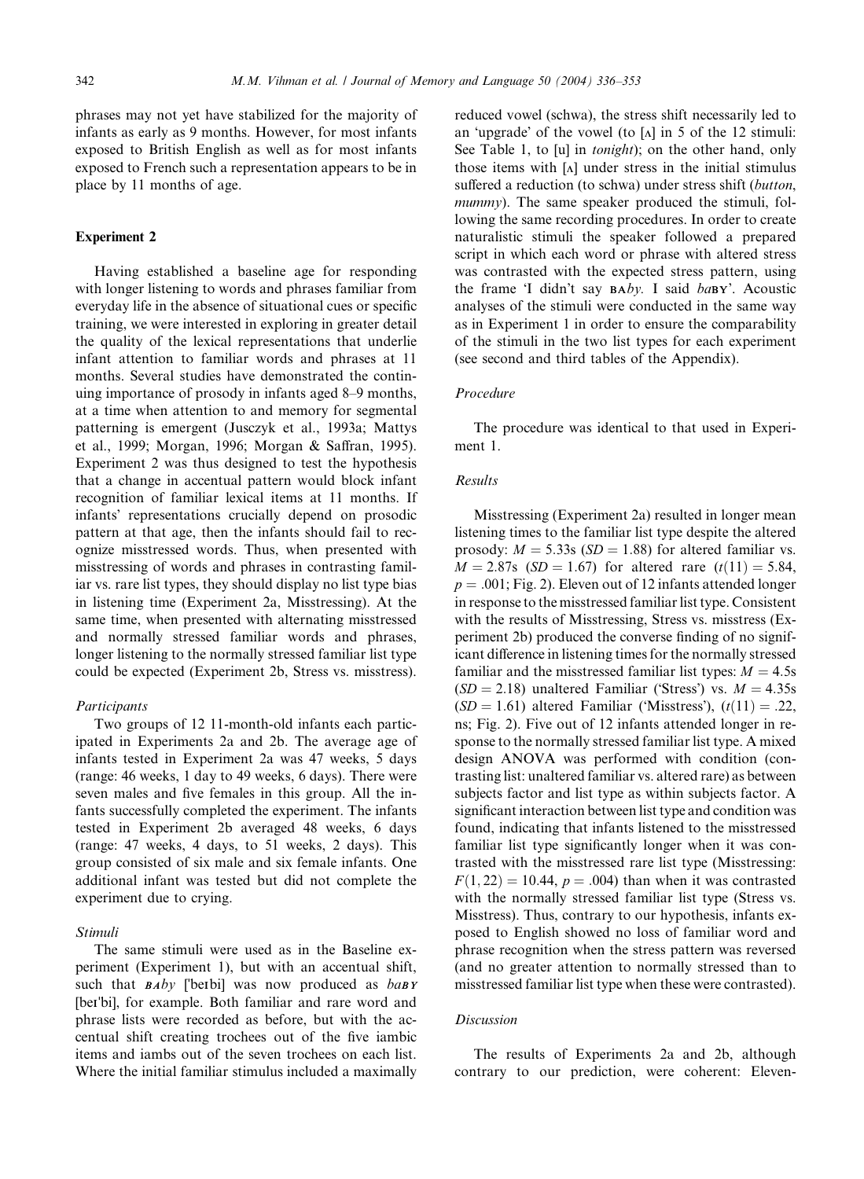phrases may not yet have stabilized for the majority of infants as early as 9 months. However, for most infants exposed to British English as well as for most infants exposed to French such a representation appears to be in place by 11 months of age.

## Experiment 2

Having established a baseline age for responding with longer listening to words and phrases familiar from everyday life in the absence of situational cues or specific training, we were interested in exploring in greater detail the quality of the lexical representations that underlie infant attention to familiar words and phrases at 11 months. Several studies have demonstrated the continuing importance of prosody in infants aged 8–9 months, at a time when attention to and memory for segmental patterning is emergent (Jusczyk et al., 1993a; Mattys et al., 1999; Morgan, 1996; Morgan & Saffran, 1995). Experiment 2 was thus designed to test the hypothesis that a change in accentual pattern would block infant recognition of familiar lexical items at 11 months. If infants' representations crucially depend on prosodic pattern at that age, then the infants should fail to recognize misstressed words. Thus, when presented with misstressing of words and phrases in contrasting familiar vs. rare list types, they should display no list type bias in listening time (Experiment 2a, Misstressing). At the same time, when presented with alternating misstressed and normally stressed familiar words and phrases, longer listening to the normally stressed familiar list type could be expected (Experiment 2b, Stress vs. misstress).

### Participants

Two groups of 12 11-month-old infants each participated in Experiments 2a and 2b. The average age of infants tested in Experiment 2a was 47 weeks, 5 days (range: 46 weeks, 1 day to 49 weeks, 6 days). There were seven males and five females in this group. All the infants successfully completed the experiment. The infants tested in Experiment 2b averaged 48 weeks, 6 days (range: 47 weeks, 4 days, to 51 weeks, 2 days). This group consisted of six male and six female infants. One additional infant was tested but did not complete the experiment due to crying.

### Stimuli

The same stimuli were used as in the Baseline experiment (Experiment 1), but with an accentual shift, such that *BAby* ['beɪbi] was now produced as *baBY* [beɪ'bi], for example. Both familiar and rare word and phrase lists were recorded as before, but with the accentual shift creating trochees out of the five iambic items and iambs out of the seven trochees on each list. Where the initial familiar stimulus included a maximally reduced vowel (schwa), the stress shift necessarily led to an 'upgrade' of the vowel (to [ʌ] in 5 of the 12 stimuli: See Table 1, to [u] in *tonight*); on the other hand, only those items with [ʌ] under stress in the initial stimulus suffered a reduction (to schwa) under stress shift (*button*, *mummy*). The same speaker produced the stimuli, following the same recording procedures. In order to create naturalistic stimuli the speaker followed a prepared script in which each word or phrase with altered stress was contrasted with the expected stress pattern, using the frame 'I didn't say BAby. I said baBY'. Acoustic analyses of the stimuli were conducted in the same way as in Experiment 1 in order to ensure the comparability of the stimuli in the two list types for each experiment (see second and third tables of the Appendix).

### Procedure

The procedure was identical to that used in Experiment 1.

### Results

Misstressing (Experiment 2a) resulted in longer mean listening times to the familiar list type despite the altered prosody: $M = 5.33$s ($SD = 1.88$) for altered familiar vs. $M = 2.87$s ($SD = 1.67$) for altered rare ($t(11) = 5.84$, $p = .001$; Fig. 2). Eleven out of 12 infants attended longer in response to the misstressed familiar list type. Consistent with the results of Misstressing, Stress vs. misstress (Experiment 2b) produced the converse finding of no significant difference in listening times for the normally stressed familiar and the misstressed familiar list types: $M = 4.5$s ($SD = 2.18$) unaltered Familiar ('Stress') vs. $M = 4.35$s ($SD = 1.61$) altered Familiar ('Misstress'), ($t(11) = .22$, ns; Fig. 2). Five out of 12 infants attended longer in response to the normally stressed familiar list type. A mixed design ANOVA was performed with condition (contrasting list: unaltered familiar vs. altered rare) as between subjects factor and list type as within subjects factor. A significant interaction between list type and condition was found, indicating that infants listened to the misstressed familiar list type significantly longer when it was contrasted with the misstressed rare list type (Misstressing: $F(1, 22) = 10.44$, $p = .004$) than when it was contrasted with the normally stressed familiar list type (Stress vs. Misstress). Thus, contrary to our hypothesis, infants exposed to English showed no loss of familiar word and phrase recognition when the stress pattern was reversed (and no greater attention to normally stressed than to misstressed familiar list type when these were contrasted).

### Discussion

The results of Experiments 2a and 2b, although contrary to our prediction, were coherent: Eleven-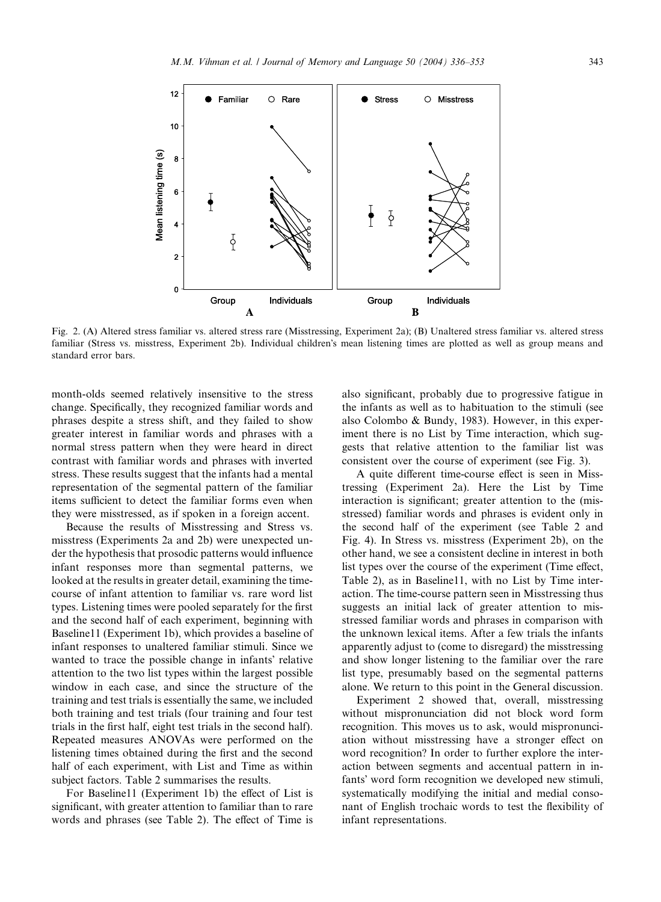Fig. 2. (A) Altered stress familiar vs. altered stress rare (Misstressing, Experiment 2a); (B) Unaltered stress familiar vs. altered stress familiar (Stress vs. misstress, Experiment 2b). Individual children's mean listening times are plotted as well as group means and standard error bars.

month-olds seemed relatively insensitive to the stress change. Specifically, they recognized familiar words and phrases despite a stress shift, and they failed to show greater interest in familiar words and phrases with a normal stress pattern when they were heard in direct contrast with familiar words and phrases with inverted stress. These results suggest that the infants had a mental representation of the segmental pattern of the familiar items sufficient to detect the familiar forms even when they were misstressed, as if spoken in a foreign accent.

Because the results of Misstressing and Stress vs. misstress (Experiments 2a and 2b) were unexpected under the hypothesis that prosodic patterns would influence infant responses more than segmental patterns, we looked at the results in greater detail, examining the time-course of infant attention to familiar vs. rare word list types. Listening times were pooled separately for the first and the second half of each experiment, beginning with Baseline11 (Experiment 1b), which provides a baseline of infant responses to unaltered familiar stimuli. Since we wanted to trace the possible change in infants' relative attention to the two list types within the largest possible window in each case, and since the structure of the training and test trials is essentially the same, we included both training and test trials (four training and four test trials in the first half, eight test trials in the second half). Repeated measures ANOVAs were performed on the listening times obtained during the first and the second half of each experiment, with List and Time as within subject factors. Table 2 summarises the results.

For Baseline11 (Experiment 1b) the effect of List is significant, with greater attention to familiar than to rare words and phrases (see Table 2). The effect of Time is also significant, probably due to progressive fatigue in the infants as well as to habituation to the stimuli (see also Colombo & Bundy, 1983). However, in this experiment there is no List by Time interaction, which suggests that relative attention to the familiar list was consistent over the course of experiment (see Fig. 3).

A quite different time-course effect is seen in Misstressing (Experiment 2a). Here the List by Time interaction is significant; greater attention to the (misstressed) familiar words and phrases is evident only in the second half of the experiment (see Table 2 and Fig. 4). In Stress vs. misstress (Experiment 2b), on the other hand, we see a consistent decline in interest in both list types over the course of the experiment (Time effect, Table 2), as in Baseline11, with no List by Time interaction. The time-course pattern seen in Misstressing thus suggests an initial lack of greater attention to misstressed familiar words and phrases in comparison with the unknown lexical items. After a few trials the infants apparently adjust to (come to disregard) the misstressing and show longer listening to the familiar over the rare list type, presumably based on the segmental patterns alone. We return to this point in the General discussion.

Experiment 2 showed that, overall, misstressing without mispronunciation did not block word form recognition. This moves us to ask, would mispronunciation without misstressing have a stronger effect on word recognition? In order to further explore the interaction between segments and accentual pattern in infants' word form recognition we developed new stimuli, systematically modifying the initial and medial consonant of English trochaic words to test the flexibility of infant representations.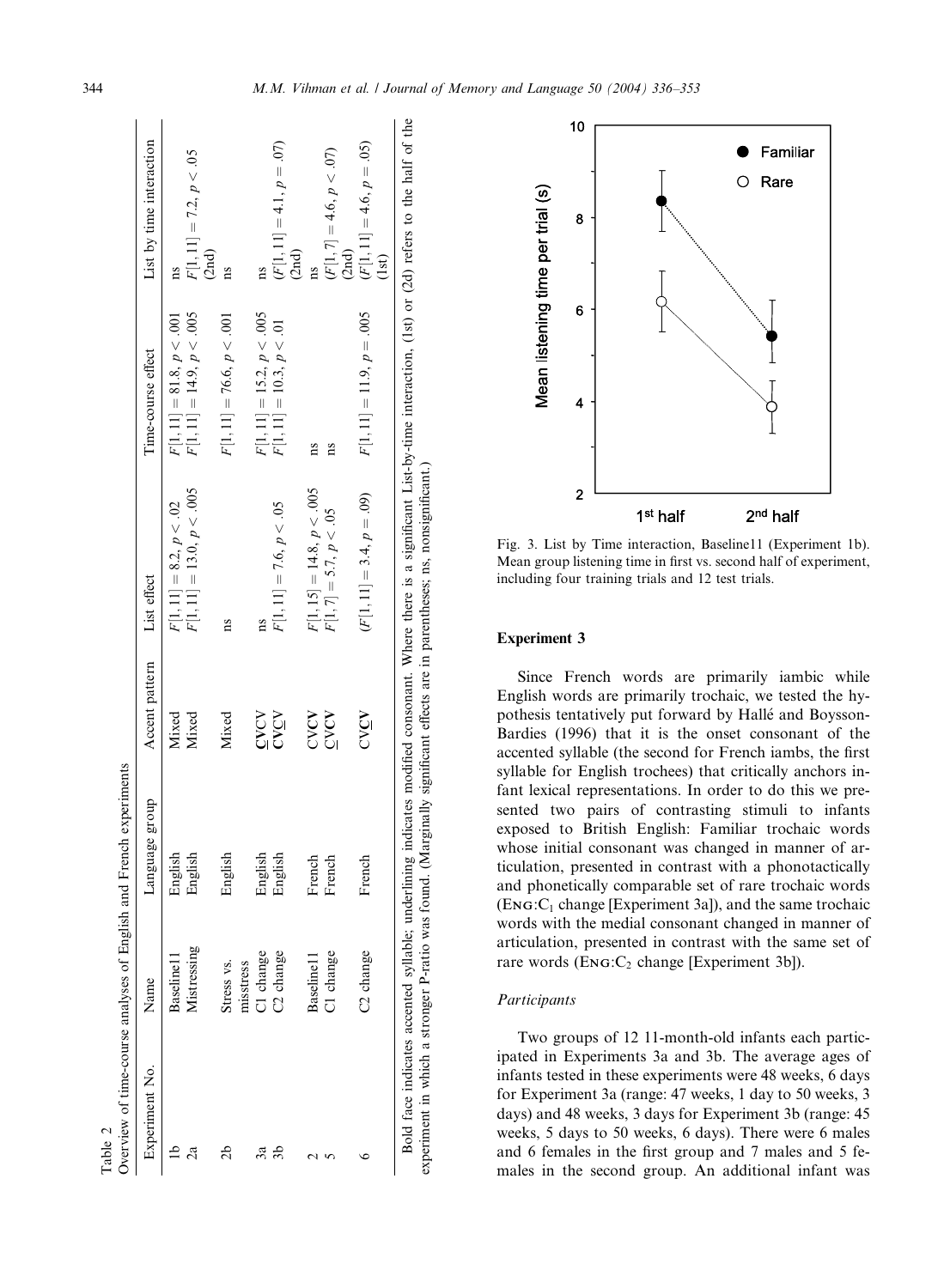Table 2
Overview of time-course analyses of English and French experiments

| Experiment No. | Name | Language group | Accent pattern | List effect | Time-course effect | List by time interaction |
|---|---|---|---|---|---|---|
| 1b | Baseline11 | English | Mixed | $F[1,11] = 8.2, p < .02$ | $F[1,11] = 81.8, p < .001$ | ns |
| 2a | Mistressing | English | Mixed | $F[1,11] = 13.0, p < .005$ | $F[1,11] = 14.9, p < .005$ | $F[1,11] = 7.2, p < .05$ (2nd) |
| 2b | Stress vs. misstress | English | Mixed | ns | $F[1,11] = 76.6, p < .001$ | ns |
| 3a | C1 change | English | **C**VCV | ns | $F[1,11] = 15.2, p < .005$ | ns |
| 3b | C2 change | English | **CV**<u>C</u>V | $F[1,11] = 7.6, p < .05$ | $F[1,11] = 10.3, p < .01$ | ($F[1,11] = 4.1, p = .07$) (2nd) |
| 2 | Baseline11 | French | CV**CV** | $F[1,15] = 14.8, p < .005$ | ns | ns |
| 5 | C1 change | French | <u>C</u>V**CV** | $F[1,7] = 5.7, p < .05$ | ns | ($F[1,7] = 4.6, p < .07$) (2nd) |
| 6 | C2 change | French | CV**<u>C</u>V** | ($F[1,11] = 3.4, p = .09$) | $F[1,11] = 11.9, p = .005$ | ($F[1,11] = 4.6, p = .05$) (1st) |

Bold face indicates accented syllable; underlining indicates modified consonant. Where there is a significant List-by-time interaction, (1st) or (2d) refers to the half of the experiment in which a stronger F-ratio was found. (Marginally significant effects are in parentheses; ns, nonsignificant.)

Fig. 3. List by Time interaction, Baseline11 (Experiment 1b). Mean group listening time in first vs. second half of experiment, including four training trials and 12 test trials.

## Experiment 3

Since French words are primarily iambic while English words are primarily trochaic, we tested the hypothesis tentatively put forward by Hallé and Boysson-Bardies (1996) that it is the onset consonant of the accented syllable (the second for French iambs, the first syllable for English trochees) that critically anchors infant lexical representations. In order to do this we presented two pairs of contrasting stimuli to infants exposed to British English: Familiar trochaic words whose initial consonant was changed in manner of articulation, presented in contrast with a phonotactically and phonetically comparable set of rare trochaic words (ENG:$C_1$ change [Experiment 3a]), and the same trochaic words with the medial consonant changed in manner of articulation, presented in contrast with the same set of rare words (ENG:$C_2$ change [Experiment 3b]).

### Participants

Two groups of 12 11-month-old infants each participated in Experiments 3a and 3b. The average ages of infants tested in these experiments were 48 weeks, 6 days for Experiment 3a (range: 47 weeks, 1 day to 50 weeks, 3 days) and 48 weeks, 3 days for Experiment 3b (range: 45 weeks, 5 days to 50 weeks, 6 days). There were 6 males and 6 females in the first group and 7 males and 5 females in the second group. An additional infant was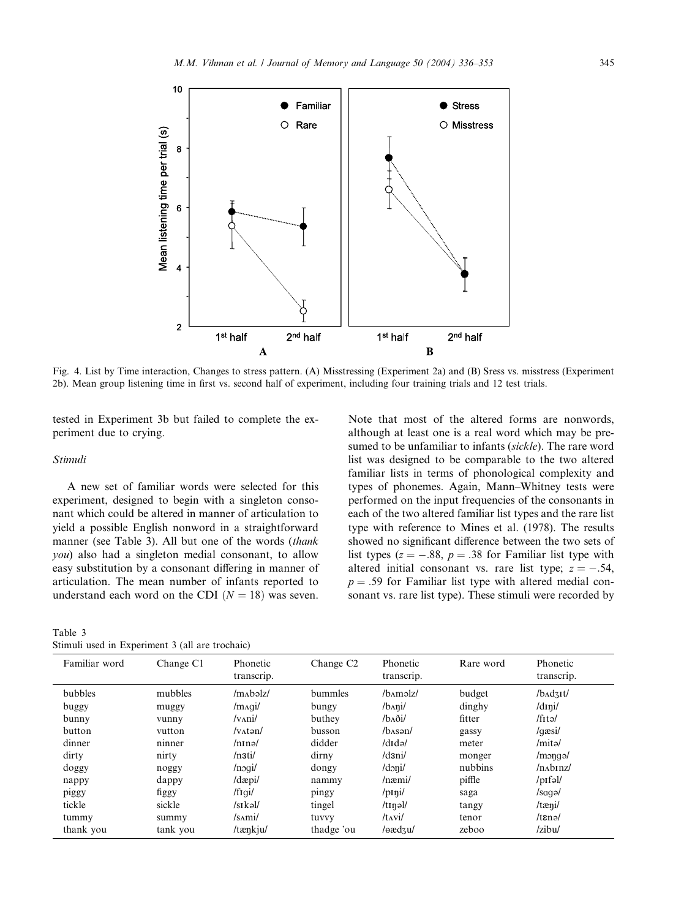Fig. 4. List by Time interaction, Changes to stress pattern. (A) Misstressing (Experiment 2a) and (B) Sress vs. misstress (Experiment 2b). Mean group listening time in first vs. second half of experiment, including four training trials and 12 test trials.

tested in Experiment 3b but failed to complete the experiment due to crying.

### Stimuli

A new set of familiar words were selected for this experiment, designed to begin with a singleton consonant which could be altered in manner of articulation to yield a possible English nonword in a straightforward manner (see Table 3). All but one of the words (*thank you*) also had a singleton medial consonant, to allow easy substitution by a consonant differing in manner of articulation. The mean number of infants reported to understand each word on the CDI ($N = 18$) was seven. Note that most of the altered forms are nonwords, although at least one is a real word which may be presumed to be unfamiliar to infants (*sickle*). The rare word list was designed to be comparable to the two altered familiar lists in terms of phonological complexity and types of phonemes. Again, Mann–Whitney tests were performed on the input frequencies of the consonants in each of the two altered familiar list types and the rare list type with reference to Mines et al. (1978). The results showed no significant difference between the two sets of list types ($z = -.88$, $p = .38$ for Familiar list type with altered initial consonant vs. rare list type; $z = -.54$, $p = .59$ for Familiar list type with altered medial consonant vs. rare list type). These stimuli were recorded by

Table 3
Stimuli used in Experiment 3 (all are trochaic)

| Familiar word | Change C1 | Phonetic transcrip. | Change C2 | Phonetic transcrip. | Rare word | Phonetic transcrip. |
|---|---|---|---|---|---|---|
| bubbles | mubbles | /mʌbəlz/ | bummles | /bʌməlz/ | budget | /bʌdʒɪt/ |
| buggy | muggy | /mʌgi/ | bungy | /bʌŋi/ | dinghy | /dɪŋi/ |
| bunny | vunny | /vʌni/ | buthey | /bʌði/ | fitter | /fɪtə/ |
| button | vutton | /vʌtən/ | busson | /bʌsən/ | gassy | /gæsi/ |
| dinner | ninner | /nɪnə/ | didder | /dɪdə/ | meter | /mitə/ |
| dirty | nirty | /nɜti/ | dirny | /dɜni/ | monger | /mɔŋgə/ |
| doggy | noggy | /nɔgi/ | dongy | /dɔŋi/ | nubbins | /nʌbɪnz/ |
| nappy | dappy | /dæpi/ | nammy | /næmi/ | piffle | /pɪfəl/ |
| piggy | figgy | /fɪgi/ | pingy | /pɪŋi/ | saga | /sɑgə/ |
| tickle | sickle | /sɪkəl/ | tingel | /tɪŋəl/ | tangy | /tæŋi/ |
| tummy | summy | /sʌmi/ | tuvvy | /tʌvi/ | tenor | /tɛnə/ |
| thank you | tank you | /tæŋkju/ | thadge 'ou | /θædʒu/ | zeboo | /zibu/ |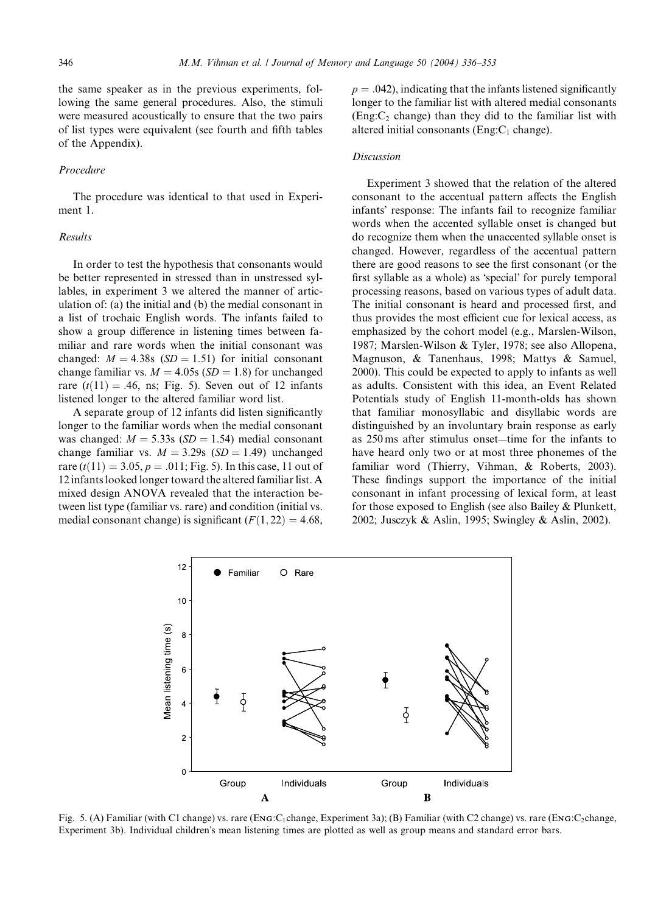the same speaker as in the previous experiments, following the same general procedures. Also, the stimuli were measured acoustically to ensure that the two pairs of list types were equivalent (see fourth and fifth tables of the Appendix).

### Procedure

The procedure was identical to that used in Experiment 1.

### Results

In order to test the hypothesis that consonants would be better represented in stressed than in unstressed syllables, in experiment 3 we altered the manner of articulation of: (a) the initial and (b) the medial consonant in a list of trochaic English words. The infants failed to show a group difference in listening times between familiar and rare words when the initial consonant was changed: $M = 4.38$s ($SD = 1.51$) for initial consonant change familiar vs. $M = 4.05$s ($SD = 1.8$) for unchanged rare ($t(11) = .46$, ns; Fig. 5). Seven out of 12 infants listened longer to the altered familiar word list.

A separate group of 12 infants did listen significantly longer to the familiar words when the medial consonant was changed: $M = 5.33$s ($SD = 1.54$) medial consonant change familiar vs. $M = 3.29$s ($SD = 1.49$) unchanged rare ($t(11) = 3.05$, $p = .011$; Fig. 5). In this case, 11 out of 12 infants looked longer toward the altered familiar list. A mixed design ANOVA revealed that the interaction between list type (familiar vs. rare) and condition (initial vs. medial consonant change) is significant ($F(1, 22) = 4.68$, $p = .042$), indicating that the infants listened significantly longer to the familiar list with altered medial consonants (Eng:$C_2$ change) than they did to the familiar list with altered initial consonants (Eng:$C_1$ change).

### Discussion

Experiment 3 showed that the relation of the altered consonant to the accentual pattern affects the English infants' response: The infants fail to recognize familiar words when the accented syllable onset is changed but do recognize them when the unaccented syllable onset is changed. However, regardless of the accentual pattern there are good reasons to see the first consonant (or the first syllable as a whole) as 'special' for purely temporal processing reasons, based on various types of adult data. The initial consonant is heard and processed first, and thus provides the most efficient cue for lexical access, as emphasized by the cohort model (e.g., Marslen-Wilson, 1987; Marslen-Wilson & Tyler, 1978; see also Allopena, Magnuson, & Tanenhaus, 1998; Mattys & Samuel, 2000). This could be expected to apply to infants as well as adults. Consistent with this idea, an Event Related Potentials study of English 11-month-olds has shown that familiar monosyllabic and disyllabic words are distinguished by an involuntary brain response as early as 250 ms after stimulus onset—time for the infants to have heard only two or at most three phonemes of the familiar word (Thierry, Vihman, & Roberts, 2003). These findings support the importance of the initial consonant in infant processing of lexical form, at least for those exposed to English (see also Bailey & Plunkett, 2002; Jusczyk & Aslin, 1995; Swingley & Aslin, 2002).

Fig. 5. (A) Familiar (with C1 change) vs. rare (Eng:$C_1$change, Experiment 3a); (B) Familiar (with C2 change) vs. rare (Eng:$C_2$change, Experiment 3b). Individual children's mean listening times are plotted as well as group means and standard error bars.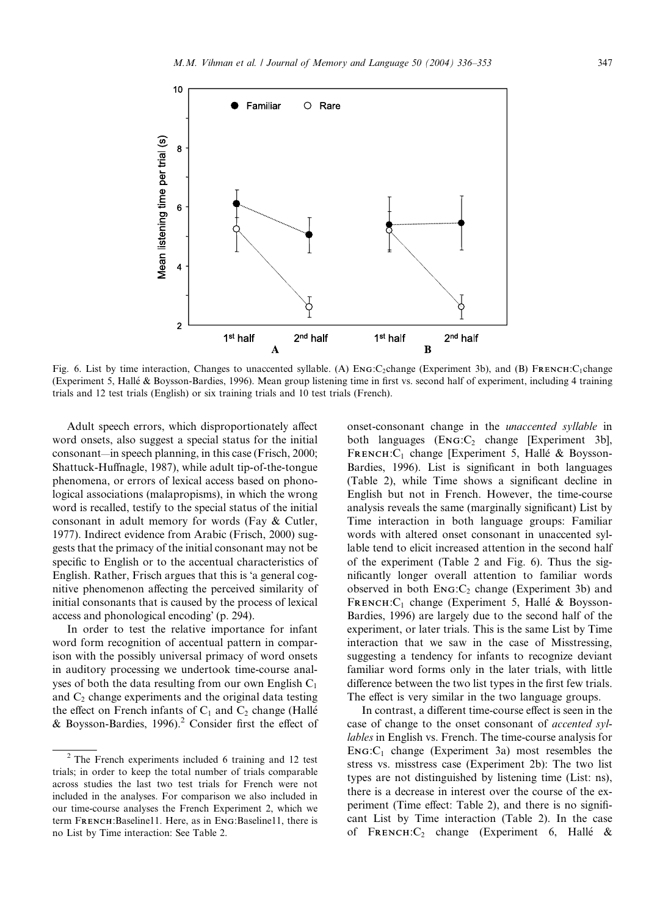Fig. 6. List by time interaction, Changes to unaccented syllable. (A) ENG:$C_2$change (Experiment 3b), and (B) FRENCH:$C_1$change (Experiment 5, Hallé & Boysson-Bardies, 1996). Mean group listening time in first vs. second half of experiment, including 4 training trials and 12 test trials (English) or six training trials and 10 test trials (French).

Adult speech errors, which disproportionately affect word onsets, also suggest a special status for the initial consonant—in speech planning, in this case (Frisch, 2000; Shattuck-Huffnagle, 1987), while adult tip-of-the-tongue phenomena, or errors of lexical access based on phonological associations (malapropisms), in which the wrong word is recalled, testify to the special status of the initial consonant in adult memory for words (Fay & Cutler, 1977). Indirect evidence from Arabic (Frisch, 2000) suggests that the primacy of the initial consonant may not be specific to English or to the accentual characteristics of English. Rather, Frisch argues that this is 'a general cognitive phenomenon affecting the perceived similarity of initial consonants that is caused by the process of lexical access and phonological encoding' (p. 294).

In order to test the relative importance for infant word form recognition of accentual pattern in comparison with the possibly universal primacy of word onsets in auditory processing we undertook time-course analyses of both the data resulting from our own English $C_1$ and $C_2$ change experiments and the original data testing the effect on French infants of $C_1$ and $C_2$ change (Hallé & Boysson-Bardies, 1996).[2] Consider first the effect of onset-consonant change in the *unaccented syllable* in both languages (ENG:$C_2$ change [Experiment 3b], FRENCH:$C_1$ change [Experiment 5, Hallé & Boysson-Bardies, 1996). List is significant in both languages (Table 2), while Time shows a significant decline in English but not in French. However, the time-course analysis reveals the same (marginally significant) List by Time interaction in both language groups: Familiar words with altered onset consonant in unaccented syllable tend to elicit increased attention in the second half of the experiment (Table 2 and Fig. 6). Thus the significantly longer overall attention to familiar words observed in both ENG:$C_2$ change (Experiment 3b) and FRENCH:$C_1$ change (Experiment 5, Hallé & Boysson-Bardies, 1996) are largely due to the second half of the experiment, or later trials. This is the same List by Time interaction that we saw in the case of Misstressing, suggesting a tendency for infants to recognize deviant familiar word forms only in the later trials, with little difference between the two list types in the first few trials. The effect is very similar in the two language groups.

In contrast, a different time-course effect is seen in the case of change to the onset consonant of *accented syllables* in English vs. French. The time-course analysis for ENG:$C_1$ change (Experiment 3a) most resembles the stress vs. misstress case (Experiment 2b): The two list types are not distinguished by listening time (List: ns), there is a decrease in interest over the course of the experiment (Time effect: Table 2), and there is no significant List by Time interaction (Table 2). In the case of FRENCH:$C_2$ change (Experiment 6, Hallé &

[2] The French experiments included 6 training and 12 test trials; in order to keep the total number of trials comparable across studies the last two test trials for French were not included in the analyses. For comparison we also included in our time-course analyses the French Experiment 2, which we term FRENCH:Baseline11. Here, as in ENG:Baseline11, there is no List by Time interaction: See Table 2.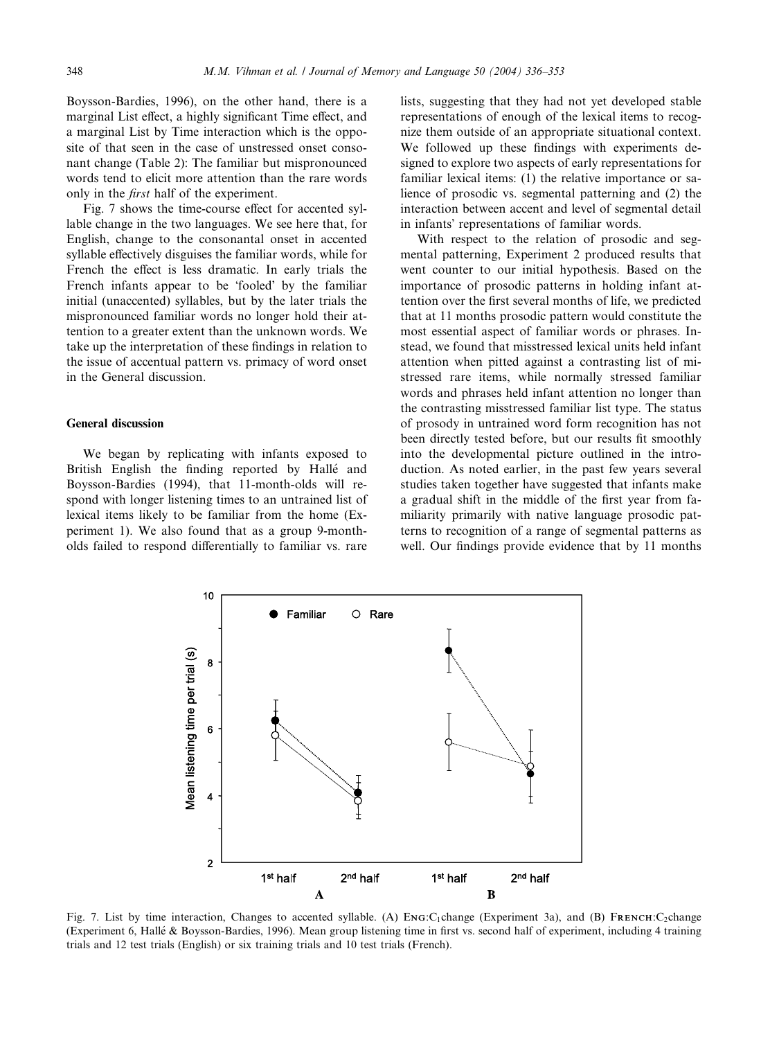Boysson-Bardies, 1996), on the other hand, there is a marginal List effect, a highly significant Time effect, and a marginal List by Time interaction which is the opposite of that seen in the case of unstressed onset consonant change (Table 2): The familiar but mispronounced words tend to elicit more attention than the rare words only in the *first* half of the experiment.

Fig. 7 shows the time-course effect for accented syllable change in the two languages. We see here that, for English, change to the consonantal onset in accented syllable effectively disguises the familiar words, while for French the effect is less dramatic. In early trials the French infants appear to be 'fooled' by the familiar initial (unaccented) syllables, but by the later trials the mispronounced familiar words no longer hold their attention to a greater extent than the unknown words. We take up the interpretation of these findings in relation to the issue of accentual pattern vs. primacy of word onset in the General discussion.

## General discussion

We began by replicating with infants exposed to British English the finding reported by Hallé and Boysson-Bardies (1994), that 11-month-will respond with longer listening times to an untrained list of lexical items likely to be familiar from the home (Experiment 1). We also found that as a group 9-month-olds failed to respond differentially to familiar vs. rare lists, suggesting that they had not yet developed stable representations of enough of the lexical items to recognize them outside of an appropriate situational context. We followed up these findings with experiments designed to explore two aspects of early representations for familiar lexical items: (1) the relative importance or salience of prosodic vs. segmental patterning and (2) the interaction between accent and level of segmental detail in infants' representations of familiar words.

With respect to the relation of prosodic and segmental patterning, Experiment 2 produced results that went counter to our initial hypothesis. Based on the importance of prosodic patterns in holding infant attention over the first several months of life, we predicted that at 11 months prosodic pattern would constitute the most essential aspect of familiar words or phrases. Instead, we found that misstressed lexical units held infant attention when pitted against a contrasting list of mistressed rare items, while normally stressed familiar words and phrases held infant attention no longer than the contrasting misstressed familiar list type. The status of prosody in untrained word form recognition has not been directly tested before, but our results fit smoothly into the developmental picture outlined in the introduction. As noted earlier, in the past few years several studies taken together have suggested that infants make a gradual shift in the middle of the first year from familiarity primarily with native language prosodic patterns to recognition of a range of segmental patterns as well. Our findings provide evidence that by 11 months

Fig. 7. List by time interaction, Changes to accented syllable. (A) ENG:$C_1$change (Experiment 3a), and (B) FRENCH:$C_2$change (Experiment 6, Hallé & Boysson-Bardies, 1996). Mean group listening time in first vs. second half of experiment, including 4 training trials and 12 test trials (English) or six training trials and 10 test trials (French).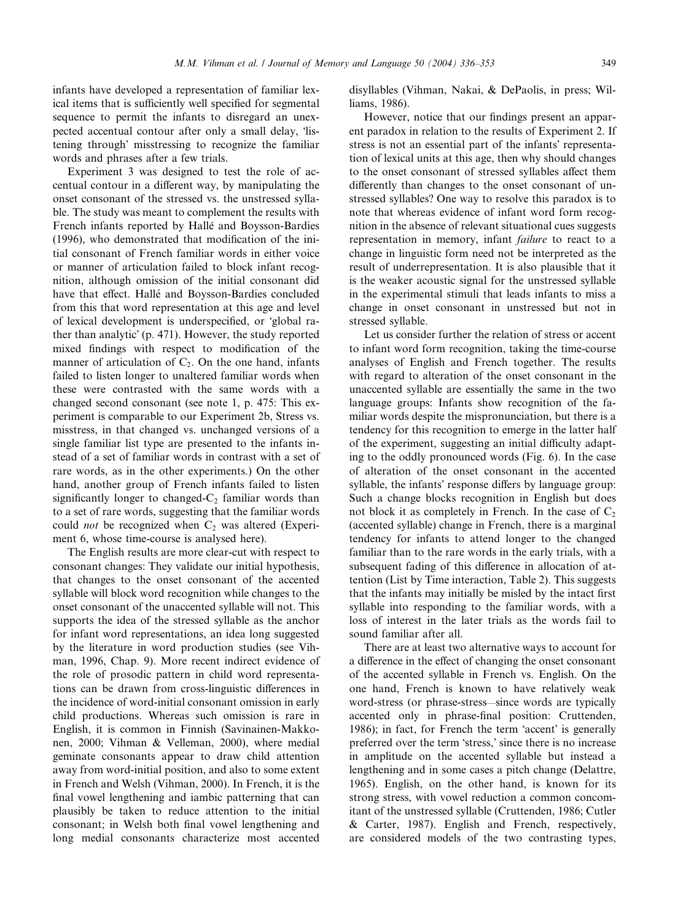infants have developed a representation of familiar lexical items that is sufficiently well specified for segmental sequence to permit the infants to disregard an unexpected accentual contour after only a small delay, 'listening through' misstressing to recognize the familiar words and phrases after a few trials.

Experiment 3 was designed to test the role of accentual contour in a different way, by manipulating the onset consonant of the stressed vs. the unstressed syllable. The study was meant to complement the results with French infants reported by Hallé and Boysson-Bardies (1996), who demonstrated that modification of the initial consonant of French familiar words in either voice or manner of articulation failed to block infant recognition, although omission of the initial consonant did have that effect. Hallé and Boysson-Bardies concluded from this that word representation at this age and level of lexical development is underspecified, or 'global rather than analytic' (p. 471). However, the study reported mixed findings with respect to modification of the manner of articulation of $C_2$. On the one hand, infants failed to listen longer to unaltered familiar words when these were contrasted with the same words with a changed second consonant (see note 1, p. 475: This experiment is comparable to our Experiment 2b, Stress vs. misstress, in that changed vs. unchanged versions of a single familiar list type are presented to the infants instead of a set of familiar words in contrast with a set of rare words, as in the other experiments.) On the other hand, another group of French infants failed to listen significantly longer to changed-$C_2$ familiar words than to a set of rare words, suggesting that the familiar words could *not* be recognized when $C_2$ was altered (Experiment 6, whose time-course is analysed here).

The English results are more clear-cut with respect to consonant changes: They validate our initial hypothesis, that changes to the onset consonant of the accented syllable will block word recognition while changes to the onset consonant of the unaccented syllable will not. This supports the idea of the stressed syllable as the anchor for infant word representations, an idea long suggested by the literature in word production studies (see Vihman, 1996, Chap. 9). More recent indirect evidence of the role of prosodic pattern in child word representations can be drawn from cross-linguistic differences in the incidence of word-initial consonant omission in early child productions. Whereas such omission is rare in English, it is common in Finnish (Savinainen-Makkonen, 2000; Vihman & Velleman, 2000), where medial geminate consonants appear to draw child attention away from word-initial position, and also to some extent in French and Welsh (Vihman, 2000). In French, it is the final vowel lengthening and iambic patterning that can plausibly be taken to reduce attention to the initial consonant; in Welsh both final vowel lengthening and long medial consonants characterize most accented disyllables (Vihman, Nakai, & DePaolis, in press; Williams, 1986).

However, notice that our findings present an apparent paradox in relation to the results of Experiment 2. If stress is not an essential part of the infants' representation of lexical units at this age, then why should changes to the onset consonant of stressed syllables affect them differently than changes to the onset consonant of unstressed syllables? One way to resolve this paradox is to note that whereas evidence of infant word form recognition in the absence of relevant situational cues suggests representation in memory, infant *failure* to react to a change in linguistic form need not be interpreted as the result of underrepresentation. It is also plausible that it is the weaker acoustic signal for the unstressed syllable in the experimental stimuli that leads infants to miss a change in onset consonant in unstressed but not in stressed syllable.

Let us consider further the relation of stress or accent to infant word form recognition, taking the time-course analyses of English and French together. The results with regard to alteration of the onset consonant in the unaccented syllable are essentially the same in the two language groups: Infants show recognition of the familiar words despite the mispronunciation, but there is a tendency for this recognition to emerge in the latter half of the experiment, suggesting an initial difficulty adapting to the oddly pronounced words (Fig. 6). In the case of alteration of the onset consonant in the accented syllable, the infants' response differs by language group: Such a change blocks recognition in English but does not block it as completely in French. In the case of $C_2$ (accented syllable) change in French, there is a marginal tendency for infants to attend longer to the changed familiar than to the rare words in the early trials, with a subsequent fading of this difference in allocation of attention (List by Time interaction, Table 2). This suggests that the infants may initially be misled by the intact first syllable into responding to the familiar words, with a loss of interest in the later trials as the words fail to sound familiar after all.

There are at least two alternative ways to account for a difference in the effect of changing the onset consonant of the accented syllable in French vs. English. On the one hand, French is known to have relatively weak word-stress (or phrase-stress—since words are typically accented only in phrase-final position: Cruttenden, 1986); in fact, for French the term 'accent' is generally preferred over the term 'stress,' since there is no increase in amplitude on the accented syllable but instead a lengthening and in some cases a pitch change (Delattre, 1965). English, on the other hand, is known for its strong stress, with vowel reduction a common concomitant of the unstressed syllable (Cruttenden, 1986; Cutler & Carter, 1987). English and French, respectively, are considered models of the two contrasting types,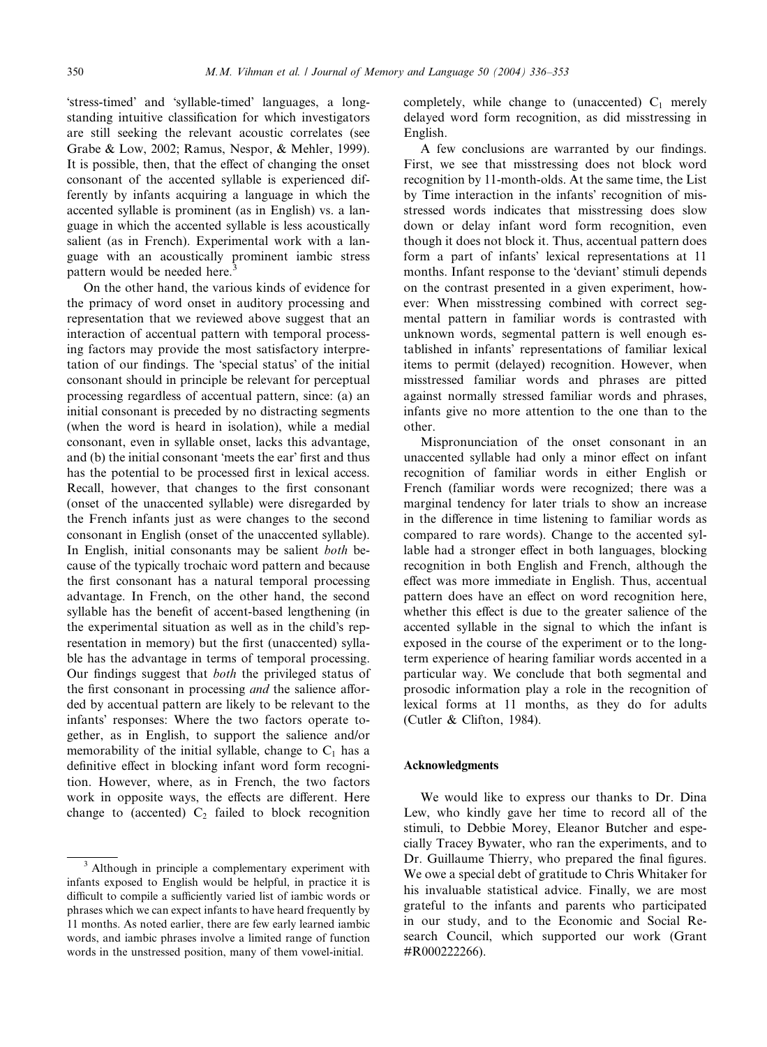'stress-timed' and 'syllable-timed' languages, a longstanding intuitive classification for which investigators are still seeking the relevant acoustic correlates (see Grabe & Low, 2002; Ramus, Nespor, & Mehler, 1999). It is possible, then, that the effect of changing the onset consonant of the accented syllable is experienced differently by infants acquiring a language in which the accented syllable is prominent (as in English) vs. a language in which the accented syllable is less acoustically salient (as in French). Experimental work with a language with an acoustically prominent iambic stress pattern would be needed here.[3]

On the other hand, the various kinds of evidence for the primacy of word onset in auditory processing and representation that we reviewed above suggest that an interaction of accentual pattern with temporal processing factors may provide the most satisfactory interpretation of our findings. The 'special status' of the initial consonant should in principle be relevant for perceptual processing regardless of accentual pattern, since: (a) an initial consonant is preceded by no distracting segments (when the word is heard in isolation), while a medial consonant, even in syllable onset, lacks this advantage, and (b) the initial consonant 'meets the ear' first and thus has the potential to be processed first in lexical access. Recall, however, that changes to the first consonant (onset of the unaccented syllable) were disregarded by the French infants just as were changes to the second consonant in English (onset of the unaccented syllable). In English, initial consonants may be salient *both* because of the typically trochaic word pattern and because the first consonant has a natural temporal processing advantage. In French, on the other hand, the second syllable has the benefit of accent-based lengthening (in the experimental situation as well as in the child's representation in memory) but the first (unaccented) syllable has the advantage in terms of temporal processing. Our findings suggest that *both* the privileged status of the first consonant in processing *and* the salience afforded by accentual pattern are likely to be relevant to the infants' responses: Where the two factors operate together, as in English, to support the salience and/or memorability of the initial syllable, change to $C_1$ has a definitive effect in blocking infant word form recognition. However, where, as in French, the two factors work in opposite ways, the effects are different. Here change to (accented) $C_2$ failed to block recognition completely, while change to (unaccented) $C_1$ merely delayed word form recognition, as did misstressing in English.

A few conclusions are warranted by our findings. First, we see that misstressing does not block word recognition by 11-month-olds. At the same time, the List by Time interaction in the infants' recognition of misstressed words indicates that misstressing does slow down or delay infant word form recognition, even though it does not block it. Thus, accentual pattern does form a part of infants' lexical representations at 11 months. Infant response to the 'deviant' stimuli depends on the contrast presented in a given experiment, however: When misstressing combined with correct segmental pattern in familiar words is contrasted with unknown words, segmental pattern is well enough established in infants' representations of familiar lexical items to permit (delayed) recognition. However, when misstressed familiar words and phrases are pitted against normally stressed familiar words and phrases, infants give no more attention to the one than to the other.

Mispronunciation of the onset consonant in an unaccented syllable had only a minor effect on infant recognition of familiar words in either English or French (familiar words were recognized; there was a marginal tendency for later trials to show an increase in the difference in time listening to familiar words as compared to rare words). Change to the accented syllable had a stronger effect in both languages, blocking recognition in both English and French, although the effect was more immediate in English. Thus, accentual pattern does have an effect on word recognition here, whether this effect is due to the greater salience of the accented syllable in the signal to which the infant is exposed in the course of the experiment or to the long-term experience of hearing familiar words accented in a particular way. We conclude that both segmental and prosodic information play a role in the recognition of lexical forms at 11 months, as they do for adults (Cutler & Clifton, 1984).

## Acknowledgments

We would like to express our thanks to Dr. Dina Lew, who kindly gave her time to record all of the stimuli, to Debbie Morey, Eleanor Butcher and especially Tracey Bywater, who ran the experiments, and to Dr. Guillaume Thierry, who prepared the final figures. We owe a special debt of gratitude to Chris Whitaker for his invaluable statistical advice. Finally, we are most grateful to the infants and parents who participated in our study, and to the Economic and Social Research Council, which supported our work (Grant #R000222266).

---

[3] Although in principle a complementary experiment with infants exposed to English would be helpful, in practice it is difficult to compile a sufficiently varied list of iambic words or phrases which we can expect infants to have heard frequently by 11 months. As noted earlier, there are few early learned iambic words, and iambic phrases involve a limited range of function words in the unstressed position, many of them vowel-initial.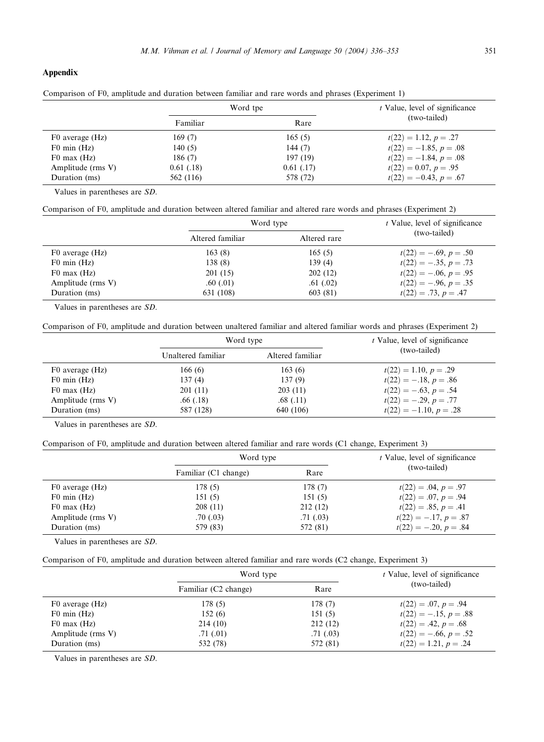## Appendix

Comparison of F0, amplitude and duration between familiar and rare words and phrases (Experiment 1)

| | Word tpe | | *t* Value, level of significance (two-tailed) |
|---|---|---|---|
| | Familiar | Rare | |
| F0 average (Hz) | 169 (7) | 165 (5) | $t(22) = 1.12, p = .27$ |
| F0 min (Hz) | 140 (5) | 144 (7) | $t(22) = -1.85, p = .08$ |
| F0 max (Hz) | 186 (7) | 197 (19) | $t(22) = -1.84, p = .08$ |
| Amplitude (rms V) | 0.61 (.18) | 0.61 (.17) | $t(22) = 0.07, p = .95$ |
| Duration (ms) | 562 (116) | 578 (72) | $t(22) = -0.43, p = .67$ |

Values in parentheses are *SD*.

Comparison of F0, amplitude and duration between altered familiar and altered rare words and phrases (Experiment 2)

| | Word type | | *t* Value, level of significance (two-tailed) |
|---|---|---|---|
| | Altered familiar | Altered rare | |
| F0 average (Hz) | 163 (8) | 165 (5) | $t(22) = -.69, p = .50$ |
| F0 min (Hz) | 138 (8) | 139 (4) | $t(22) = -.35, p = .73$ |
| F0 max (Hz) | 201 (15) | 202 (12) | $t(22) = -.06, p = .95$ |
| Amplitude (rms V) | .60 (.01) | .61 (.02) | $t(22) = -.96, p = .35$ |
| Duration (ms) | 631 (108) | 603 (81) | $t(22) = .73, p = .47$ |

Values in parentheses are *SD*.

Comparison of F0, amplitude and duration between unaltered familiar and altered familiar words and phrases (Experiment 2)

| | Word type | | *t* Value, level of significance (two-tailed) |
|---|---|---|---|
| | Unaltered familiar | Altered familiar | |
| F0 average (Hz) | 166 (6) | 163 (6) | $t(22) = 1.10, p = .29$ |
| F0 min (Hz) | 137 (4) | 137 (9) | $t(22) = -.18, p = .86$ |
| F0 max (Hz) | 201 (11) | 203 (11) | $t(22) = -.63, p = .54$ |
| Amplitude (rms V) | .66 (.18) | .68 (.11) | $t(22) = -.29, p = .77$ |
| Duration (ms) | 587 (128) | 640 (106) | $t(22) = -1.10, p = .28$ |

Values in parentheses are *SD*.

Comparison of F0, amplitude and duration between altered familiar and rare words (C1 change, Experiment 3)

| | Word type | | *t* Value, level of significance (two-tailed) |
|---|---|---|---|
| | Familiar (C1 change) | Rare | |
| F0 average (Hz) | 178 (5) | 178 (7) | $t(22) = .04, p = .97$ |
| F0 min (Hz) | 151 (5) | 151 (5) | $t(22) = .07, p = .94$ |
| F0 max (Hz) | 208 (11) | 212 (12) | $t(22) = .85, p = .41$ |
| Amplitude (rms V) | .70 (.03) | .71 (.03) | $t(22) = -.17, p = .87$ |
| Duration (ms) | 579 (83) | 572 (81) | $t(22) = -.20, p = .84$ |

Values in parentheses are *SD*.

Comparison of F0, amplitude and duration between altered familiar and rare words (C2 change, Experiment 3)

| | Word type | | *t* Value, level of significance (two-tailed) |
|---|---|---|---|
| | Familiar (C2 change) | Rare | |
| F0 average (Hz) | 178 (5) | 178 (7) | $t(22) = .07, p = .94$ |
| F0 min (Hz) | 152 (6) | 151 (5) | $t(22) = -.15, p = .88$ |
| F0 max (Hz) | 214 (10) | 212 (12) | $t(22) = .42, p = .68$ |
| Amplitude (rms V) | .71 (.01) | .71 (.03) | $t(22) = -.66, p = .52$ |
| Duration (ms) | 532 (78) | 572 (81) | $t(22) = 1.21, p = .24$ |

Values in parentheses are *SD*.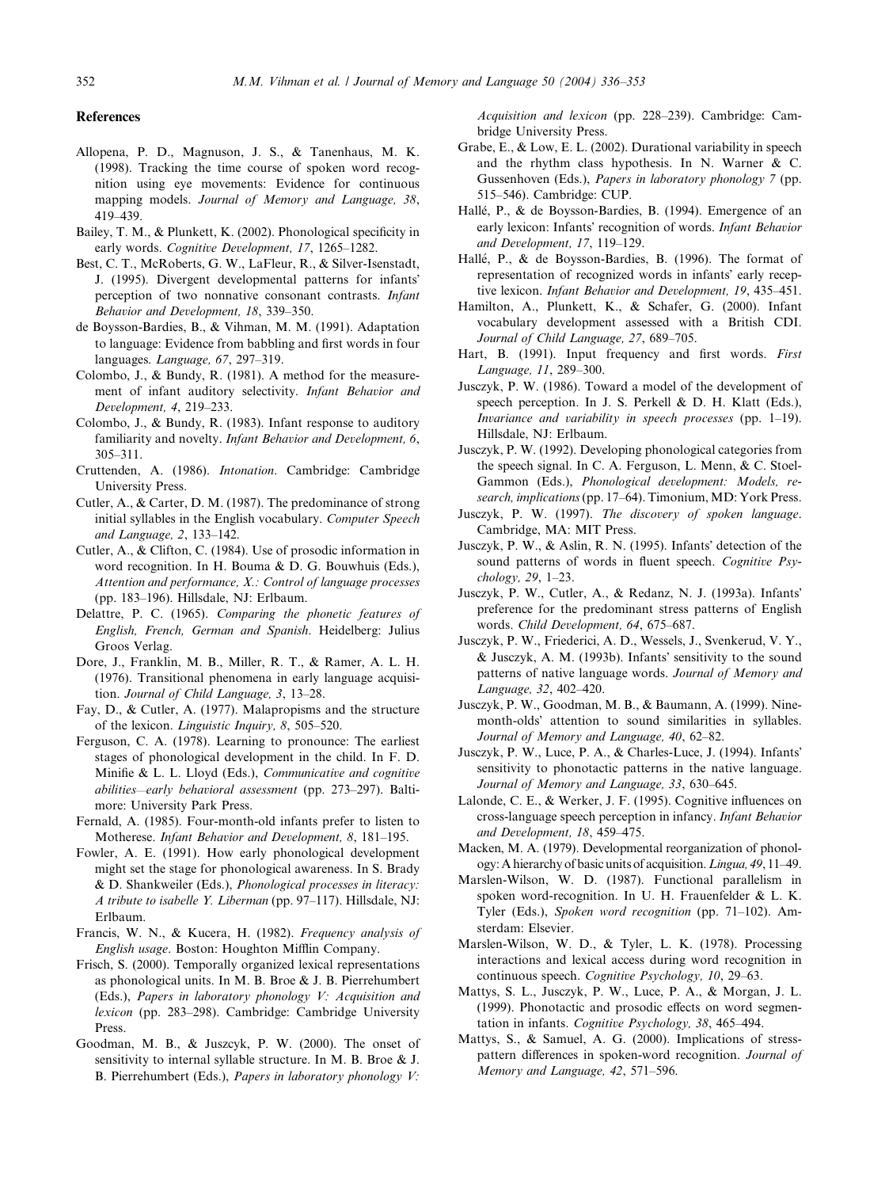## References

Allopena, P. D., Magnuson, J. S., & Tanenhaus, M. K. (1998). Tracking the time course of spoken word recognition using eye movements: Evidence for continuous mapping models. *Journal of Memory and Language, 38*, 419–439.

Bailey, T. M., & Plunkett, K. (2002). Phonological specificity in early words. *Cognitive Development, 17*, 1265–1282.

Best, C. T., McRoberts, G. W., LaFleur, R., & Silver-Isenstadt, J. (1995). Divergent developmental patterns for infants' perception of two nonnative consonant contrasts. *Infant Behavior and Development, 18*, 339–350.

de Boysson-Bardies, B., & Vihman, M. M. (1991). Adaptation to language: Evidence from babbling and first words in four languages. *Language, 67*, 297–319.

Colombo, J., & Bundy, R. (1981). A method for the measurement of infant auditory selectivity. *Infant Behavior and Development, 4*, 219–233.

Colombo, J., & Bundy, R. (1983). Infant response to auditory familiarity and novelty. *Infant Behavior and Development, 6*, 305–311.

Cruttenden, A. (1986). *Intonation*. Cambridge: Cambridge University Press.

Cutler, A., & Carter, D. M. (1987). The predominance of strong initial syllables in the English vocabulary. *Computer Speech and Language, 2*, 133–142.

Cutler, A., & Clifton, C. (1984). Use of prosodic information in word recognition. In H. Bouma & D. G. Bouwhuis (Eds.), *Attention and performance, X.: Control of language processes* (pp. 183–196). Hillsdale, NJ: Erlbaum.

Delattre, P. C. (1965). *Comparing the phonetic features of English, French, German and Spanish*. Heidelberg: Julius Groos Verlag.

Dore, J., Franklin, M. B., Miller, R. T., & Ramer, A. L. H. (1976). Transitional phenomena in early language acquisition. *Journal of Child Language, 3*, 13–28.

Fay, D., & Cutler, A. (1977). Malapropisms and the structure of the lexicon. *Linguistic Inquiry, 8*, 505–520.

Ferguson, C. A. (1978). Learning to pronounce: The earliest stages of phonological development in the child. In F. D. Minifie & L. L. Lloyd (Eds.), *Communicative and cognitive abilities—early behavioral assessment* (pp. 273–297). Baltimore: University Park Press.

Fernald, A. (1985). Four-month-old infants prefer to listen to Motherese. *Infant Behavior and Development, 8*, 181–195.

Fowler, A. E. (1991). How early phonological development might set the stage for phonological awareness. In S. Brady & D. Shankweiler (Eds.), *Phonological processes in literacy: A tribute to isabelle Y. Liberman* (pp. 97–117). Hillsdale, NJ: Erlbaum.

Francis, W. N., & Kucera, H. (1982). *Frequency analysis of English usage*. Boston: Houghton Mifflin Company.

Frisch, S. (2000). Temporally organized lexical representations as phonological units. In M. B. Broe & J. B. Pierrehumbert (Eds.), *Papers in laboratory phonology V: Acquisition and lexicon* (pp. 283–298). Cambridge: Cambridge University Press.

Goodman, M. B., & Juszcyk, P. W. (2000). The onset of sensitivity to internal syllable structure. In M. B. Broe & J. B. Pierrehumbert (Eds.), *Papers in laboratory phonology V: Acquisition and lexicon* (pp. 228–239). Cambridge: Cambridge University Press.

Grabe, E., & Low, E. L. (2002). Durational variability in speech and the rhythm class hypothesis. In N. Warner & C. Gussenhoven (Eds.), *Papers in laboratory phonology 7* (pp. 515–546). Cambridge: CUP.

Hallé, P., & de Boysson-Bardies, B. (1994). Emergence of an early lexicon: Infants' recognition of words. *Infant Behavior and Development, 17*, 119–129.

Hallé, P., & de Boysson-Bardies, B. (1996). The format of representation of recognized words in infants' early receptive lexicon. *Infant Behavior and Development, 19*, 435–451.

Hamilton, A., Plunkett, K., & Schafer, G. (2000). Infant vocabulary development assessed with a British CDI. *Journal of Child Language, 27*, 689–705.

Hart, B. (1991). Input frequency and first words. *First Language, 11*, 289–300.

Jusczyk, P. W. (1986). Toward a model of the development of speech perception. In J. S. Perkell & D. H. Klatt (Eds.), *Invariance and variability in speech processes* (pp. 1–19). Hillsdale, NJ: Erlbaum.

Jusczyk, P. W. (1992). Developing phonological categories from the speech signal. In C. A. Ferguson, L. Menn, & C. Stoel-Gammon (Eds.), *Phonological development: Models, research, implications* (pp. 17–64). Timonium, MD: York Press.

Jusczyk, P. W. (1997). *The discovery of spoken language*. Cambridge, MA: MIT Press.

Jusczyk, P. W., & Aslin, R. N. (1995). Infants' detection of the sound patterns of words in fluent speech. *Cognitive Psychology, 29*, 1–23.

Jusczyk, P. W., Cutler, A., & Redanz, N. J. (1993a). Infants' preference for the predominant stress patterns of English words. *Child Development, 64*, 675–687.

Jusczyk, P. W., Friederici, A. D., Wessels, J., Svenkerud, V. Y., & Jusczyk, A. M. (1993b). Infants' sensitivity to the sound patterns of native language words. *Journal of Memory and Language, 32*, 402–420.

Jusczyk, P. W., Goodman, M. B., & Baumann, A. (1999). Nine-month-olds' attention to sound similarities in syllables. *Journal of Memory and Language, 40*, 62–82.

Jusczyk, P. W., Luce, P. A., & Charles-Luce, J. (1994). Infants' sensitivity to phonotactic patterns in the native language. *Journal of Memory and Language, 33*, 630–645.

Lalonde, C. E., & Werker, J. F. (1995). Cognitive influences on cross-language speech perception in infancy. *Infant Behavior and Development, 18*, 459–475.

Macken, M. A. (1979). Developmental reorganization of phonology: A hierarchy of basic units of acquisition. *Lingua, 49*, 11–49.

Marslen-Wilson, W. D. (1987). Functional parallelism in spoken word-recognition. In U. H. Frauenfelder & L. K. Tyler (Eds.), *Spoken word recognition* (pp. 71–102). Amsterdam: Elsevier.

Marslen-Wilson, W. D., & Tyler, L. K. (1978). Processing interactions and lexical access during word recognition in continuous speech. *Cognitive Psychology, 10*, 29–63.

Mattys, S. L., Jusczyk, P. W., Luce, P. A., & Morgan, J. L. (1999). Phonotactic and prosodic effects on word segmentation in infants. *Cognitive Psychology, 38*, 465–494.

Mattys, S., & Samuel, A. G. (2000). Implications of stress-pattern differences in spoken-word recognition. *Journal of Memory and Language, 42*, 571–596.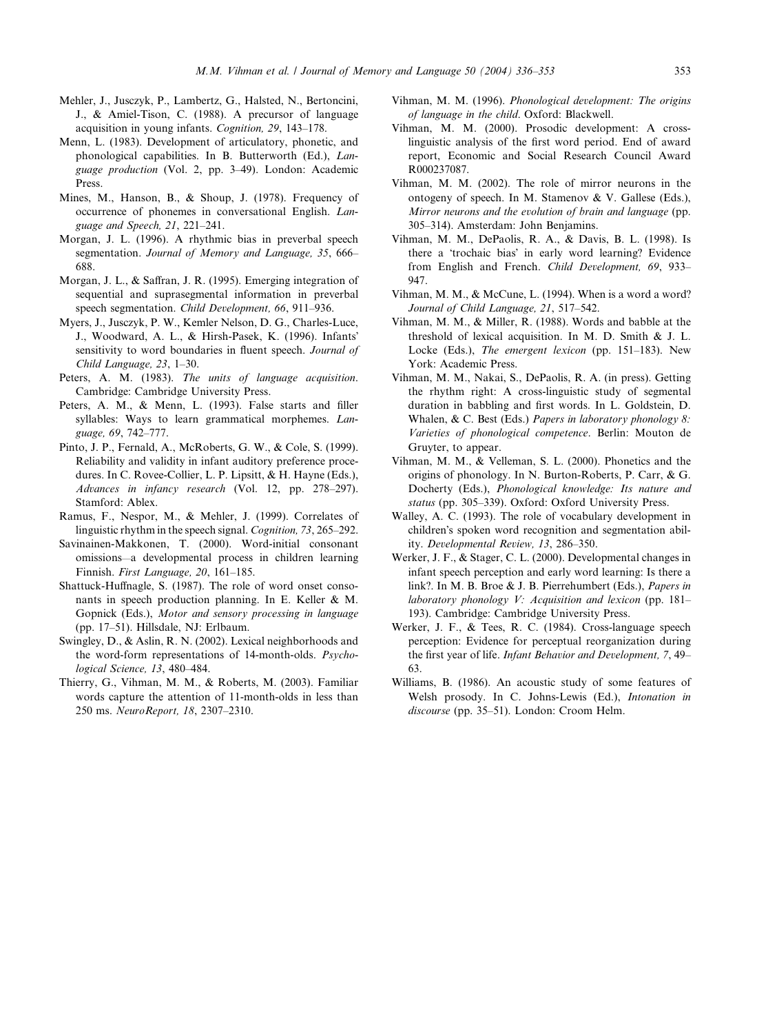Mehler, J., Jusczyk, P., Lambertz, G., Halsted, N., Bertoncini, J., & Amiel-Tison, C. (1988). A precursor of language acquisition in young infants. *Cognition, 29*, 143–178.

Menn, L. (1983). Development of articulatory, phonetic, and phonological capabilities. In B. Butterworth (Ed.), *Language production* (Vol. 2, pp. 3–49). London: Academic Press.

Mines, M., Hanson, B., & Shoup, J. (1978). Frequency of occurrence of phonemes in conversational English. *Language and Speech, 21*, 221–241.

Morgan, J. L. (1996). A rhythmic bias in preverbal speech segmentation. *Journal of Memory and Language, 35*, 666–688.

Morgan, J. L., & Saffran, J. R. (1995). Emerging integration of sequential and suprasegmental information in preverbal speech segmentation. *Child Development, 66*, 911–936.

Myers, J., Jusczyk, P. W., Kemler Nelson, D. G., Charles-Luce, J., Woodward, A. L., & Hirsh-Pasek, K. (1996). Infants' sensitivity to word boundaries in fluent speech. *Journal of Child Language, 23*, 1–30.

Peters, A. M. (1983). *The units of language acquisition*. Cambridge: Cambridge University Press.

Peters, A. M., & Menn, L. (1993). False starts and filler syllables: Ways to learn grammatical morphemes. *Language, 69*, 742–777.

Pinto, J. P., Fernald, A., McRoberts, G. W., & Cole, S. (1999). Reliability and validity in infant auditory preference procedures. In C. Rovee-Collier, L. P. Lipsitt, & H. Hayne (Eds.), *Advances in infancy research* (Vol. 12, pp. 278–297). Stamford: Ablex.

Ramus, F., Nespor, M., & Mehler, J. (1999). Correlates of linguistic rhythm in the speech signal. *Cognition, 73*, 265–292.

Savinainen-Makkonen, T. (2000). Word-initial consonant omissions—a developmental process in children learning Finnish. *First Language, 20*, 161–185.

Shattuck-Huffnagle, S. (1987). The role of word onset consonants in speech production planning. In E. Keller & M. Gopnick (Eds.), *Motor and sensory processing in language* (pp. 17–51). Hillsdale, NJ: Erlbaum.

Swingley, D., & Aslin, R. N. (2002). Lexical neighborhoods and the word-form representations of 14-month-olds. *Psychological Science, 13*, 480–484.

Thierry, G., Vihman, M. M., & Roberts, M. (2003). Familiar words capture the attention of 11-month-olds in less than 250 ms. *NeuroReport, 18*, 2307–2310.

Vihman, M. M. (1996). *Phonological development: The origins of language in the child*. Oxford: Blackwell.

Vihman, M. M. (2000). Prosodic development: A cross-linguistic analysis of the first word period. End of award report, Economic and Social Research Council Award R000237087.

Vihman, M. M. (2002). The role of mirror neurons in the ontogeny of speech. In M. Stamenov & V. Gallese (Eds.), *Mirror neurons and the evolution of brain and language* (pp. 305–314). Amsterdam: John Benjamins.

Vihman, M. M., DePaolis, R. A., & Davis, B. L. (1998). Is there a 'trochaic bias' in early word learning? Evidence from English and French. *Child Development, 69*, 933–947.

Vihman, M. M., & McCune, L. (1994). When is a word a word? *Journal of Child Language, 21*, 517–542.

Vihman, M. M., & Miller, R. (1988). Words and babble at the threshold of lexical acquisition. In M. D. Smith & J. L. Locke (Eds.), *The emergent lexicon* (pp. 151–183). New York: Academic Press.

Vihman, M. M., Nakai, S., DePaolis, R. A. (in press). Getting the rhythm right: A cross-linguistic study of segmental duration in babbling and first words. In L. Goldstein, D. Whalen, & C. Best (Eds.) *Papers in laboratory phonology 8: Varieties of phonological competence*. Berlin: Mouton de Gruyter, to appear.

Vihman, M. M., & Velleman, S. L. (2000). Phonetics and the origins of phonology. In N. Burton-Roberts, P. Carr, & G. Docherty (Eds.), *Phonological knowledge: Its nature and status* (pp. 305–339). Oxford: Oxford University Press.

Walley, A. C. (1993). The role of vocabulary development in children's spoken word recognition and segmentation ability. *Developmental Review, 13*, 286–350.

Werker, J. F., & Stager, C. L. (2000). Developmental changes in infant speech perception and early word learning: Is there a link?. In M. B. Broe & J. B. Pierrehumbert (Eds.), *Papers in laboratory phonology V: Acquisition and lexicon* (pp. 181–193). Cambridge: Cambridge University Press.

Werker, J. F., & Tees, R. C. (1984). Cross-language speech perception: Evidence for perceptual reorganization during the first year of life. *Infant Behavior and Development, 7*, 49–63.

Williams, B. (1986). An acoustic study of some features of Welsh prosody. In C. Johns-Lewis (Ed.), *Intonation in discourse* (pp. 35–51). London: Croom Helm.